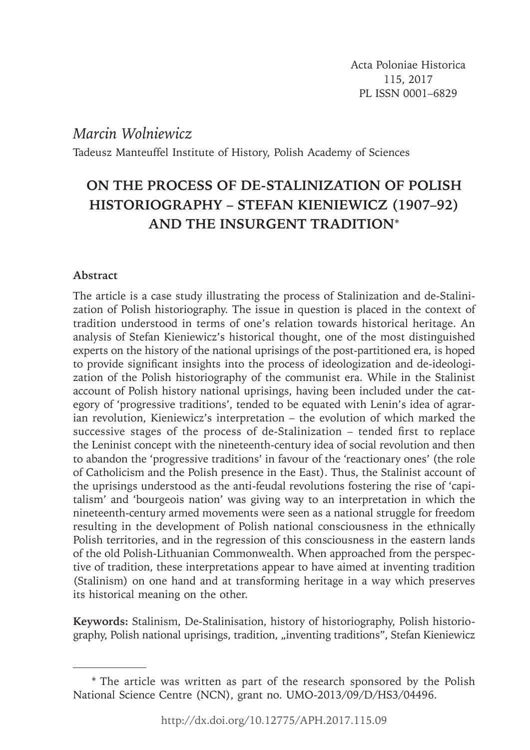Acta Poloniae Historica
115, 2017
PL ISSN 0001–6829

*Marcin Wolniewicz*
Tadeusz Manteuffel Institute of History, Polish Academy of Sciences

# ON THE PROCESS OF DE-STALINIZATION OF POLISH HISTORIOGRAPHY – STEFAN KIENIEWICZ (1907–92) AND THE INSURGENT TRADITION*

**Abstract**

The article is a case study illustrating the process of Stalinization and de-Stalinization of Polish historiography. The issue in question is placed in the context of tradition understood in terms of one's relation towards historical heritage. An analysis of Stefan Kieniewicz's historical thought, one of the most distinguished experts on the history of the national uprisings of the post-partitioned era, is hoped to provide significant insights into the process of ideologization and de-ideologization of the Polish historiography of the communist era. While in the Stalinist account of Polish history national uprisings, having been included under the category of 'progressive traditions', tended to be equated with Lenin's idea of agrarian revolution, Kieniewicz's interpretation – the evolution of which marked the successive stages of the process of de-Stalinization – tended first to replace the Leninist concept with the nineteenth-century idea of social revolution and then to abandon the 'progressive traditions' in favour of the 'reactionary ones' (the role of Catholicism and the Polish presence in the East). Thus, the Stalinist account of the uprisings understood as the anti-feudal revolutions fostering the rise of 'capitalism' and 'bourgeois nation' was giving way to an interpretation in which the nineteenth-century armed movements were seen as a national struggle for freedom resulting in the development of Polish national consciousness in the ethnically Polish territories, and in the regression of this consciousness in the eastern lands of the old Polish-Lithuanian Commonwealth. When approached from the perspective of tradition, these interpretations appear to have aimed at inventing tradition (Stalinism) on one hand and at transforming heritage in a way which preserves its historical meaning on the other.

**Keywords:** Stalinism, De-Stalinisation, history of historiography, Polish historiography, Polish national uprisings, tradition, „inventing traditions", Stefan Kieniewicz

---

\* The article was written as part of the research sponsored by the Polish National Science Centre (NCN), grant no. UMO-2013/09/D/HS3/04496.

http://dx.doi.org/10.12775/APH.2017.115.09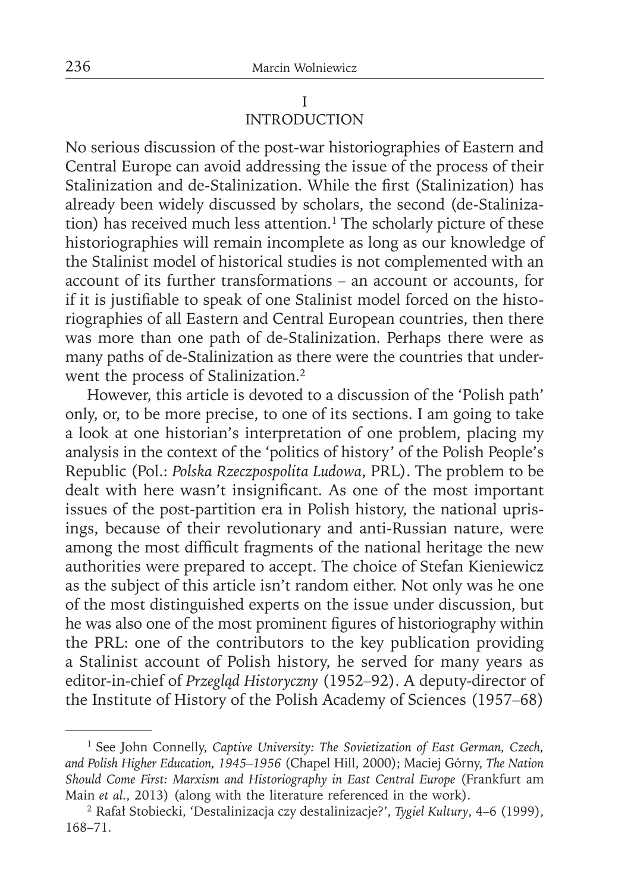## I
## INTRODUCTION

No serious discussion of the post-war historiographies of Eastern and Central Europe can avoid addressing the issue of the process of their Stalinization and de-Stalinization. While the first (Stalinization) has already been widely discussed by scholars, the second (de-Stalinization) has received much less attention.[1] The scholarly picture of these historiographies will remain incomplete as long as our knowledge of the Stalinist model of historical studies is not complemented with an account of its further transformations – an account or accounts, for if it is justifiable to speak of one Stalinist model forced on the historiographies of all Eastern and Central European countries, then there was more than one path of de-Stalinization. Perhaps there were as many paths of de-Stalinization as there were the countries that underwent the process of Stalinization.[2]

However, this article is devoted to a discussion of the 'Polish path' only, or, to be more precise, to one of its sections. I am going to take a look at one historian's interpretation of one problem, placing my analysis in the context of the 'politics of history' of the Polish People's Republic (Pol.: *Polska Rzeczpospolita Ludowa*, PRL). The problem to be dealt with here wasn't insignificant. As one of the most important issues of the post-partition era in Polish history, the national uprisings, because of their revolutionary and anti-Russian nature, were among the most difficult fragments of the national heritage the new authorities were prepared to accept. The choice of Stefan Kieniewicz as the subject of this article isn't random either. Not only was he one of the most distinguished experts on the issue under discussion, but he was also one of the most prominent figures of historiography within the PRL: one of the contributors to the key publication providing a Stalinist account of Polish history, he served for many years as editor-in-chief of *Przegląd Historyczny* (1952–92). A deputy-director of the Institute of History of the Polish Academy of Sciences (1957–68)

---

[1] See John Connelly, *Captive University: The Sovietization of East German, Czech, and Polish Higher Education, 1945–1956* (Chapel Hill, 2000); Maciej Górny, *The Nation Should Come First: Marxism and Historiography in East Central Europe* (Frankfurt am Main *et al.*, 2013) (along with the literature referenced in the work).

[2] Rafał Stobiecki, 'Destalinizacja czy destalinizacje?', *Tygiel Kultury*, 4–6 (1999), 168–71.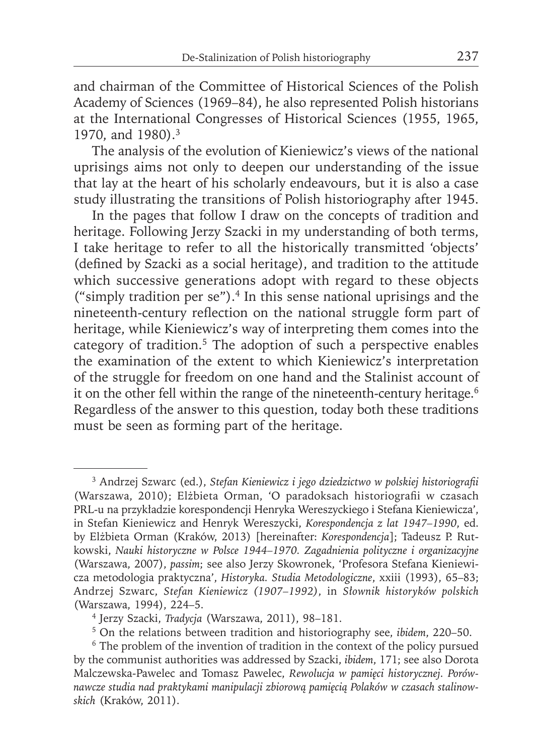and chairman of the Committee of Historical Sciences of the Polish Academy of Sciences (1969–84), he also represented Polish historians at the International Congresses of Historical Sciences (1955, 1965, 1970, and 1980).[3]

The analysis of the evolution of Kieniewicz's views of the national uprisings aims not only to deepen our understanding of the issue that lay at the heart of his scholarly endeavours, but it is also a case study illustrating the transitions of Polish historiography after 1945.

In the pages that follow I draw on the concepts of tradition and heritage. Following Jerzy Szacki in my understanding of both terms, I take heritage to refer to all the historically transmitted 'objects' (defined by Szacki as a social heritage), and tradition to the attitude which successive generations adopt with regard to these objects ("simply tradition per se").[4] In this sense national uprisings and the nineteenth-century reflection on the national struggle form part of heritage, while Kieniewicz's way of interpreting them comes into the category of tradition.[5] The adoption of such a perspective enables the examination of the extent to which Kieniewicz's interpretation of the struggle for freedom on one hand and the Stalinist account of it on the other fell within the range of the nineteenth-century heritage.[6] Regardless of the answer to this question, today both these traditions must be seen as forming part of the heritage.

---

[3] Andrzej Szwarc (ed.), *Stefan Kieniewicz i jego dziedzictwo w polskiej historiografii* (Warszawa, 2010); Elżbieta Orman, 'O paradoksach historiografii w czasach PRL-u na przykładzie korespondencji Henryka Wereszyckiego i Stefana Kieniewicza', in Stefan Kieniewicz and Henryk Wereszycki, *Korespondencja z lat 1947–1990*, ed. by Elżbieta Orman (Kraków, 2013) [hereinafter: *Korespondencja*]; Tadeusz P. Rutkowski, *Nauki historyczne w Polsce 1944–1970. Zagadnienia polityczne i organizacyjne* (Warszawa, 2007), *passim*; see also Jerzy Skowronek, 'Profesora Stefana Kieniewicza metodologia praktyczna', *Historyka. Studia Metodologiczne*, xxiii (1993), 65–83; Andrzej Szwarc, *Stefan Kieniewicz (1907–1992)*, in *Słownik historyków polskich* (Warszawa, 1994), 224–5.

[4] Jerzy Szacki, *Tradycja* (Warszawa, 2011), 98–181.

[5] On the relations between tradition and historiography see, *ibidem*, 220–50.

[6] The problem of the invention of tradition in the context of the policy pursued by the communist authorities was addressed by Szacki, *ibidem*, 171; see also Dorota Malczewska-Pawelec and Tomasz Pawelec, *Rewolucja w pamięci historycznej. Porównawcze studia nad praktykami manipulacji zbiorową pamięcią Polaków w czasach stalinowskich* (Kraków, 2011).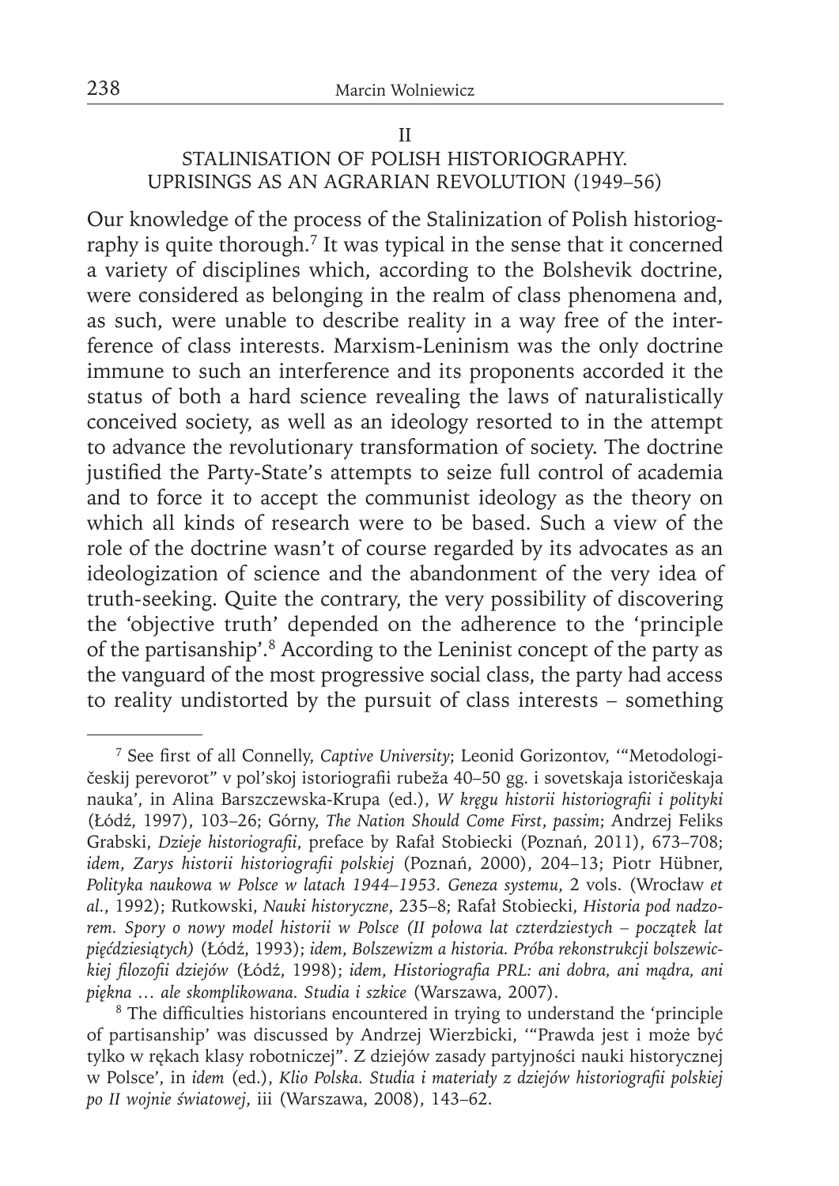## II
## STALINISATION OF POLISH HISTORIOGRAPHY. UPRISINGS AS AN AGRARIAN REVOLUTION (1949–56)

Our knowledge of the process of the Stalinization of Polish historiography is quite thorough.[7] It was typical in the sense that it concerned a variety of disciplines which, according to the Bolshevik doctrine, were considered as belonging in the realm of class phenomena and, as such, were unable to describe reality in a way free of the interference of class interests. Marxism-Leninism was the only doctrine immune to such an interference and its proponents accorded it the status of both a hard science revealing the laws of naturalistically conceived society, as well as an ideology resorted to in the attempt to advance the revolutionary transformation of society. The doctrine justified the Party-State's attempts to seize full control of academia and to force it to accept the communist ideology as the theory on which all kinds of research were to be based. Such a view of the role of the doctrine wasn't of course regarded by its advocates as an ideologization of science and the abandonment of the very idea of truth-seeking. Quite the contrary, the very possibility of discovering the 'objective truth' depended on the adherence to the 'principle of the partisanship'.[8] According to the Leninist concept of the party as the vanguard of the most progressive social class, the party had access to reality undistorted by the pursuit of class interests – something

---

[7] See first of all Connelly, *Captive University*; Leonid Gorizontov, '"Metodologičeskij perevorot" v pol'skoj istoriografii rubeža 40–50 gg. i sovetskaja istoričeskaja nauka', in Alina Barszczewska-Krupa (ed.), *W kręgu historii historiografii i polityki* (Łódź, 1997), 103–26; Górny, *The Nation Should Come First*, *passim*; Andrzej Feliks Grabski, *Dzieje historiografii*, preface by Rafał Stobiecki (Poznań, 2011), 673–708; *idem*, *Zarys historii historiografii polskiej* (Poznań, 2000), 204–13; Piotr Hübner, *Polityka naukowa w Polsce w latach 1944–1953. Geneza systemu*, 2 vols. (Wrocław *et al.*, 1992); Rutkowski, *Nauki historyczne*, 235–8; Rafał Stobiecki, *Historia pod nadzorem. Spory o nowy model historii w Polsce (II połowa lat czterdziestych – początek lat pięćdziesiątych)* (Łódź, 1993); *idem*, *Bolszewizm a historia. Próba rekonstrukcji bolszewickiej filozofii dziejów* (Łódź, 1998); *idem*, *Historiografia PRL: ani dobra, ani mądra, ani piękna … ale skomplikowana. Studia i szkice* (Warszawa, 2007).

[8] The difficulties historians encountered in trying to understand the 'principle of partisanship' was discussed by Andrzej Wierzbicki, '"Prawda jest i może być tylko w rękach klasy robotniczej". Z dziejów zasady partyjności nauki historycznej w Polsce', in *idem* (ed.), *Klio Polska. Studia i materiały z dziejów historiografii polskiej po II wojnie światowej*, iii (Warszawa, 2008), 143–62.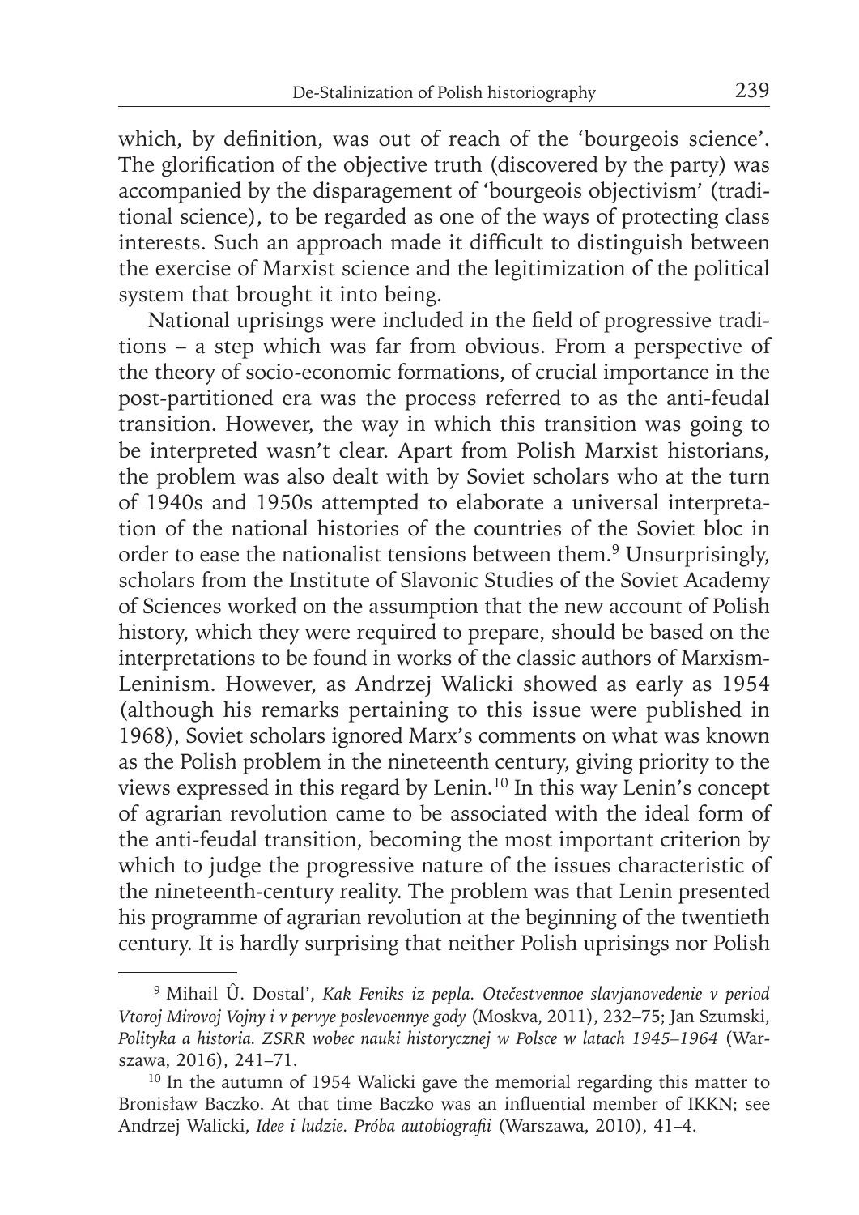which, by definition, was out of reach of the 'bourgeois science'. The glorification of the objective truth (discovered by the party) was accompanied by the disparagement of 'bourgeois objectivism' (traditional science), to be regarded as one of the ways of protecting class interests. Such an approach made it difficult to distinguish between the exercise of Marxist science and the legitimization of the political system that brought it into being.

National uprisings were included in the field of progressive traditions – a step which was far from obvious. From a perspective of the theory of socio-economic formations, of crucial importance in the post-partitioned era was the process referred to as the anti-feudal transition. However, the way in which this transition was going to be interpreted wasn't clear. Apart from Polish Marxist historians, the problem was also dealt with by Soviet scholars who at the turn of 1940s and 1950s attempted to elaborate a universal interpretation of the national histories of the countries of the Soviet bloc in order to ease the nationalist tensions between them.[9] Unsurprisingly, scholars from the Institute of Slavonic Studies of the Soviet Academy of Sciences worked on the assumption that the new account of Polish history, which they were required to prepare, should be based on the interpretations to be found in works of the classic authors of Marxism-Leninism. However, as Andrzej Walicki showed as early as 1954 (although his remarks pertaining to this issue were published in 1968), Soviet scholars ignored Marx's comments on what was known as the Polish problem in the nineteenth century, giving priority to the views expressed in this regard by Lenin.[10] In this way Lenin's concept of agrarian revolution came to be associated with the ideal form of the anti-feudal transition, becoming the most important criterion by which to judge the progressive nature of the issues characteristic of the nineteenth-century reality. The problem was that Lenin presented his programme of agrarian revolution at the beginning of the twentieth century. It is hardly surprising that neither Polish uprisings nor Polish

---

[9] Mihail Û. Dostal', *Kak Feniks iz pepla. Otečestvennoe slavjanovedenie v period Vtoroj Mirovoj Vojny i v pervye poslevoennye gody* (Moskva, 2011), 232–75; Jan Szumski, *Polityka a historia. ZSRR wobec nauki historycznej w Polsce w latach 1945–1964* (Warszawa, 2016), 241–71.

[10] In the autumn of 1954 Walicki gave the memorial regarding this matter to Bronisław Baczko. At that time Baczko was an influential member of IKKN; see Andrzej Walicki, *Idee i ludzie. Próba autobiografii* (Warszawa, 2010), 41–4.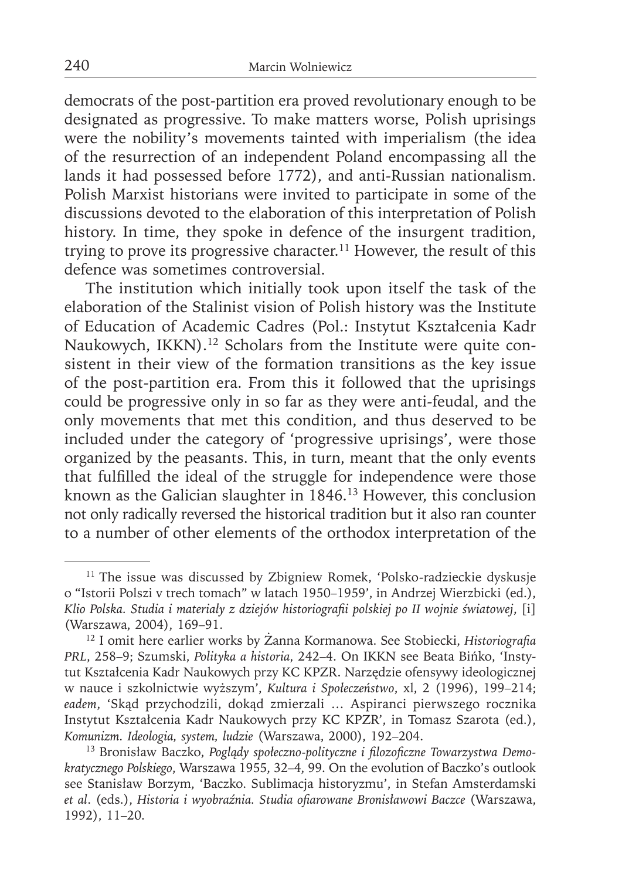democrats of the post-partition era proved revolutionary enough to be designated as progressive. To make matters worse, Polish uprisings were the nobility's movements tainted with imperialism (the idea of the resurrection of an independent Poland encompassing all the lands it had possessed before 1772), and anti-Russian nationalism. Polish Marxist historians were invited to participate in some of the discussions devoted to the elaboration of this interpretation of Polish history. In time, they spoke in defence of the insurgent tradition, trying to prove its progressive character.[11] However, the result of this defence was sometimes controversial.

The institution which initially took upon itself the task of the elaboration of the Stalinist vision of Polish history was the Institute of Education of Academic Cadres (Pol.: Instytut Kształcenia Kadr Naukowych, IKKN).[12] Scholars from the Institute were quite consistent in their view of the formation transitions as the key issue of the post-partition era. From this it followed that the uprisings could be progressive only in so far as they were anti-feudal, and the only movements that met this condition, and thus deserved to be included under the category of 'progressive uprisings', were those organized by the peasants. This, in turn, meant that the only events that fulfilled the ideal of the struggle for independence were those known as the Galician slaughter in 1846.[13] However, this conclusion not only radically reversed the historical tradition but it also ran counter to a number of other elements of the orthodox interpretation of the

---

[11] The issue was discussed by Zbigniew Romek, 'Polsko-radzieckie dyskusje o "Istorii Polszi v trech tomach" w latach 1950–1959', in Andrzej Wierzbicki (ed.), *Klio Polska. Studia i materiały z dziejów historiografii polskiej po II wojnie światowej*, [i] (Warszawa, 2004), 169–91.

[12] I omit here earlier works by Żanna Kormanowa. See Stobiecki, *Historiografia PRL*, 258–9; Szumski, *Polityka a historia*, 242–4. On IKKN see Beata Bińko, 'Instytut Kształcenia Kadr Naukowych przy KC KPZR. Narzędzie ofensywy ideologicznej w nauce i szkolnictwie wyższym', *Kultura i Społeczeństwo*, xl, 2 (1996), 199–214; *eadem*, 'Skąd przychodzili, dokąd zmierzali … Aspiranci pierwszego rocznika Instytut Kształcenia Kadr Naukowych przy KC KPZR', in Tomasz Szarota (ed.), *Komunizm. Ideologia, system, ludzie* (Warszawa, 2000), 192–204.

[13] Bronisław Baczko, *Poglądy społeczno-polityczne i filozoficzne Towarzystwa Demokratycznego Polskiego*, Warszawa 1955, 32–4, 99. On the evolution of Baczko's outlook see Stanisław Borzym, 'Baczko. Sublimacja historyzmu', in Stefan Amsterdamski *et al.* (eds.), *Historia i wyobraźnia. Studia ofiarowane Bronisławowi Baczce* (Warszawa, 1992), 11–20.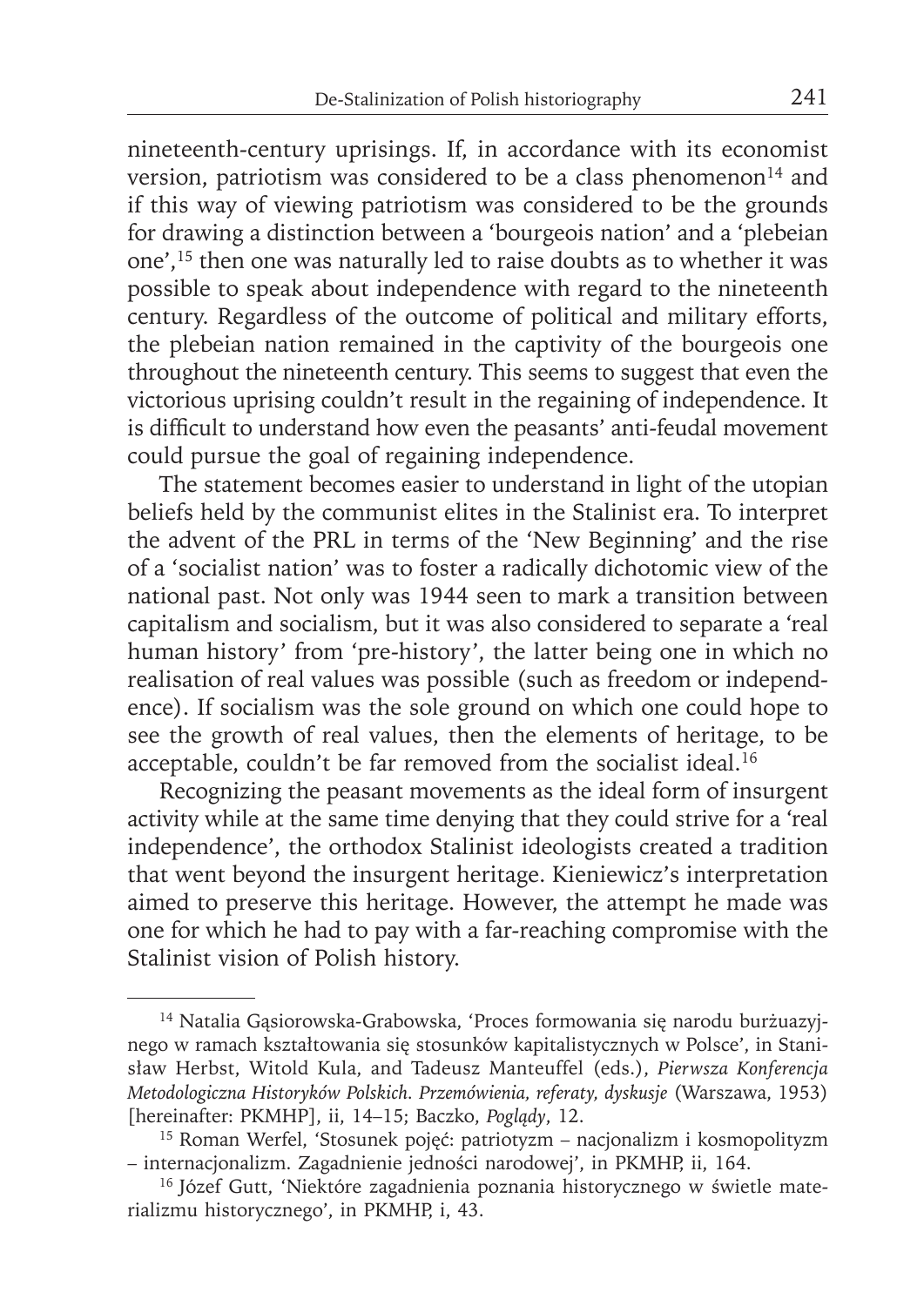nineteenth-century uprisings. If, in accordance with its economist version, patriotism was considered to be a class phenomenon[14] and if this way of viewing patriotism was considered to be the grounds for drawing a distinction between a 'bourgeois nation' and a 'plebeian one',[15] then one was naturally led to raise doubts as to whether it was possible to speak about independence with regard to the nineteenth century. Regardless of the outcome of political and military efforts, the plebeian nation remained in the captivity of the bourgeois one throughout the nineteenth century. This seems to suggest that even the victorious uprising couldn't result in the regaining of independence. It is difficult to understand how even the peasants' anti-feudal movement could pursue the goal of regaining independence.

The statement becomes easier to understand in light of the utopian beliefs held by the communist elites in the Stalinist era. To interpret the advent of the PRL in terms of the 'New Beginning' and the rise of a 'socialist nation' was to foster a radically dichotomic view of the national past. Not only was 1944 seen to mark a transition between capitalism and socialism, but it was also considered to separate a 'real human history' from 'pre-history', the latter being one in which no realisation of real values was possible (such as freedom or independence). If socialism was the sole ground on which one could hope to see the growth of real values, then the elements of heritage, to be acceptable, couldn't be far removed from the socialist ideal.[16]

Recognizing the peasant movements as the ideal form of insurgent activity while at the same time denying that they could strive for a 'real independence', the orthodox Stalinist ideologists created a tradition that went beyond the insurgent heritage. Kieniewicz's interpretation aimed to preserve this heritage. However, the attempt he made was one for which he had to pay with a far-reaching compromise with the Stalinist vision of Polish history.

---

[14] Natalia Gąsiorowska-Grabowska, 'Proces formowania się narodu burżuazyjnego w ramach kształtowania się stosunków kapitalistycznych w Polsce', in Stanisław Herbst, Witold Kula, and Tadeusz Manteuffel (eds.), *Pierwsza Konferencja Metodologiczna Historyków Polskich. Przemówienia, referaty, dyskusje* (Warszawa, 1953) [hereinafter: PKMHP], ii, 14–15; Baczko, *Poglądy*, 12.

[15] Roman Werfel, 'Stosunek pojęć: patriotyzm – nacjonalizm i kosmopolityzm – internacjonalizm. Zagadnienie jedności narodowej', in PKMHP, ii, 164.

[16] Józef Gutt, 'Niektóre zagadnienia poznania historycznego w świetle materializmu historycznego', in PKMHP, i, 43.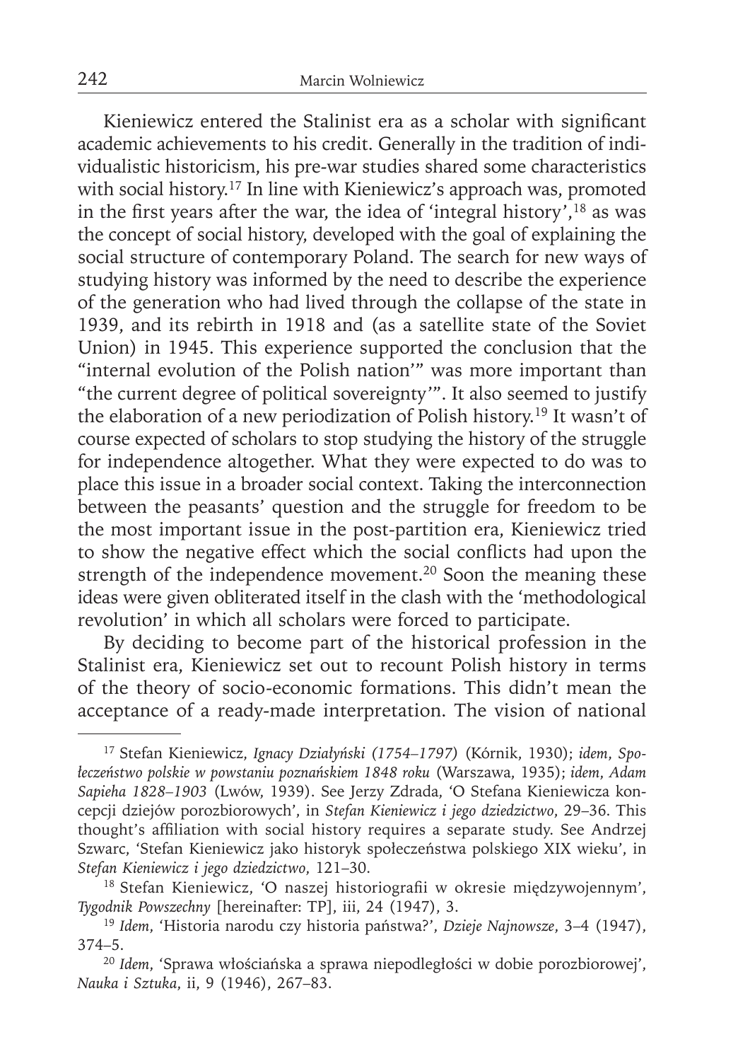Kieniewicz entered the Stalinist era as a scholar with significant academic achievements to his credit. Generally in the tradition of individualistic historicism, his pre-war studies shared some characteristics with social history.[17] In line with Kieniewicz's approach was, promoted in the first years after the war, the idea of 'integral history',[18] as was the concept of social history, developed with the goal of explaining the social structure of contemporary Poland. The search for new ways of studying history was informed by the need to describe the experience of the generation who had lived through the collapse of the state in 1939, and its rebirth in 1918 and (as a satellite state of the Soviet Union) in 1945. This experience supported the conclusion that the "internal evolution of the Polish nation'" was more important than "the current degree of political sovereignty'". It also seemed to justify the elaboration of a new periodization of Polish history.[19] It wasn't of course expected of scholars to stop studying the history of the struggle for independence altogether. What they were expected to do was to place this issue in a broader social context. Taking the interconnection between the peasants' question and the struggle for freedom to be the most important issue in the post-partition era, Kieniewicz tried to show the negative effect which the social conflicts had upon the strength of the independence movement.[20] Soon the meaning these ideas were given obliterated itself in the clash with the 'methodological revolution' in which all scholars were forced to participate.

By deciding to become part of the historical profession in the Stalinist era, Kieniewicz set out to recount Polish history in terms of the theory of socio-economic formations. This didn't mean the acceptance of a ready-made interpretation. The vision of national

---

[17] Stefan Kieniewicz, *Ignacy Działyński (1754–1797)* (Kórnik, 1930); *idem*, *Społeczeństwo polskie w powstaniu poznańskiem 1848 roku* (Warszawa, 1935); *idem*, *Adam Sapieha 1828–1903* (Lwów, 1939). See Jerzy Zdrada, 'O Stefana Kieniewicza koncepcji dziejów porozbiorowych', in *Stefan Kieniewicz i jego dziedzictwo*, 29–36. This thought's affiliation with social history requires a separate study. See Andrzej Szwarc, 'Stefan Kieniewicz jako historyk społeczeństwa polskiego XIX wieku', in *Stefan Kieniewicz i jego dziedzictwo*, 121–30.

[18] Stefan Kieniewicz, 'O naszej historiografii w okresie międzywojennym', *Tygodnik Powszechny* [hereinafter: TP], iii, 24 (1947), 3.

[19] *Idem*, 'Historia narodu czy historia państwa?', *Dzieje Najnowsze*, 3–4 (1947), 374–5.

[20] *Idem*, 'Sprawa włościańska a sprawa niepodległości w dobie porozbiorowej', *Nauka i Sztuka*, ii, 9 (1946), 267–83.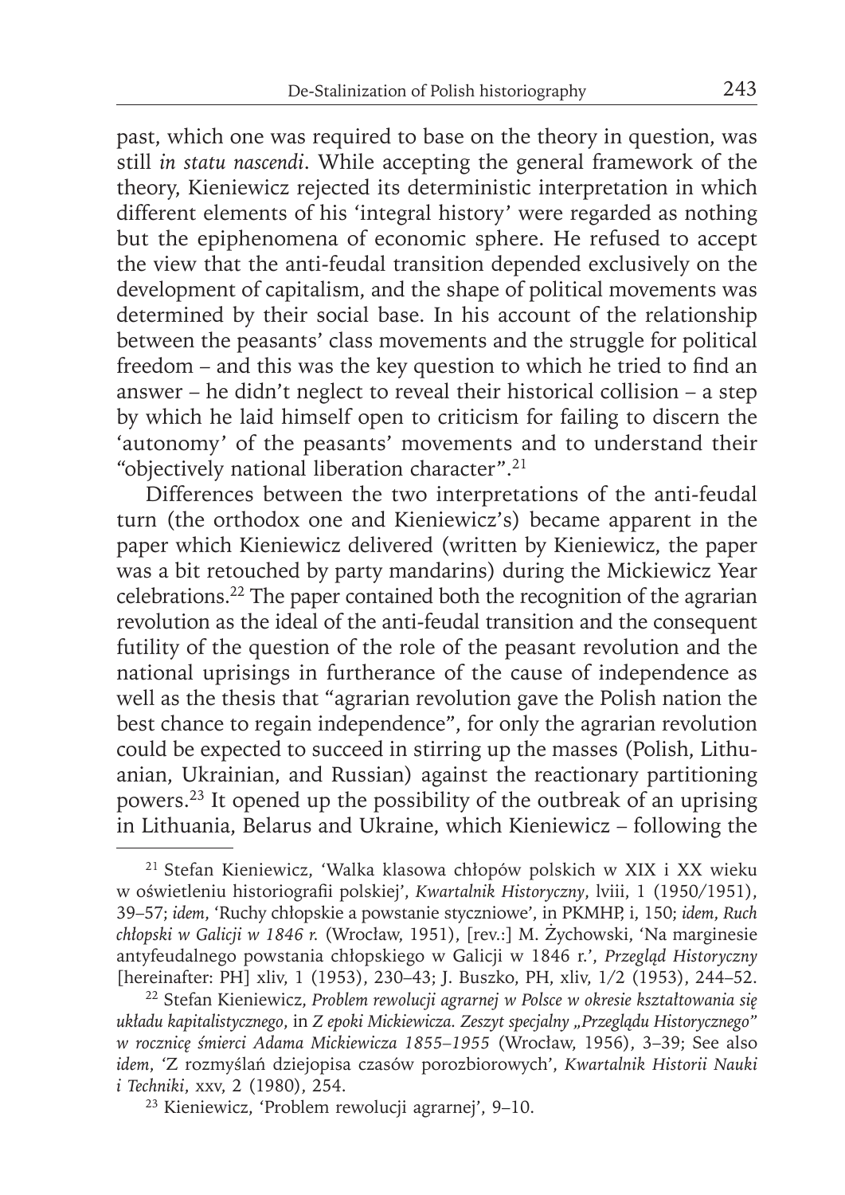past, which one was required to base on the theory in question, was still *in statu nascendi*. While accepting the general framework of the theory, Kieniewicz rejected its deterministic interpretation in which different elements of his 'integral history' were regarded as nothing but the epiphenomena of economic sphere. He refused to accept the view that the anti-feudal transition depended exclusively on the development of capitalism, and the shape of political movements was determined by their social base. In his account of the relationship between the peasants' class movements and the struggle for political freedom – and this was the key question to which he tried to find an answer – he didn't neglect to reveal their historical collision – a step by which he laid himself open to criticism for failing to discern the 'autonomy' of the peasants' movements and to understand their "objectively national liberation character".[21]

Differences between the two interpretations of the anti-feudal turn (the orthodox one and Kieniewicz's) became apparent in the paper which Kieniewicz delivered (written by Kieniewicz, the paper was a bit retouched by party mandarins) during the Mickiewicz Year celebrations.[22] The paper contained both the recognition of the agrarian revolution as the ideal of the anti-feudal transition and the consequent futility of the question of the role of the peasant revolution and the national uprisings in furtherance of the cause of independence as well as the thesis that "agrarian revolution gave the Polish nation the best chance to regain independence", for only the agrarian revolution could be expected to succeed in stirring up the masses (Polish, Lithuanian, Ukrainian, and Russian) against the reactionary partitioning powers.[23] It opened up the possibility of the outbreak of an uprising in Lithuania, Belarus and Ukraine, which Kieniewicz – following the

---

[21] Stefan Kieniewicz, 'Walka klasowa chłopów polskich w XIX i XX wieku w oświetleniu historiografii polskiej', *Kwartalnik Historyczny*, lviii, 1 (1950/1951), 39–57; *idem*, 'Ruchy chłopskie a powstanie styczniowe', in PKMHP, i, 150; *idem*, *Ruch chłopski w Galicji w 1846 r.* (Wrocław, 1951), [rev.:] M. Żychowski, 'Na marginesie antyfeudalnego powstania chłopskiego w Galicji w 1846 r.', *Przegląd Historyczny* [hereinafter: PH] xliv, 1 (1953), 230–43; J. Buszko, PH, xliv, 1/2 (1953), 244–52.

[22] Stefan Kieniewicz, *Problem rewolucji agrarnej w Polsce w okresie kształtowania się układu kapitalistycznego*, in *Z epoki Mickiewicza. Zeszyt specjalny „Przeglądu Historycznego" w rocznicę śmierci Adama Mickiewicza 1855–1955* (Wrocław, 1956), 3–39; See also *idem*, 'Z rozmyślań dziejopisa czasów porozbiorowych', *Kwartalnik Historii Nauki i Techniki*, xxv, 2 (1980), 254.

[23] Kieniewicz, 'Problem rewolucji agrarnej', 9–10.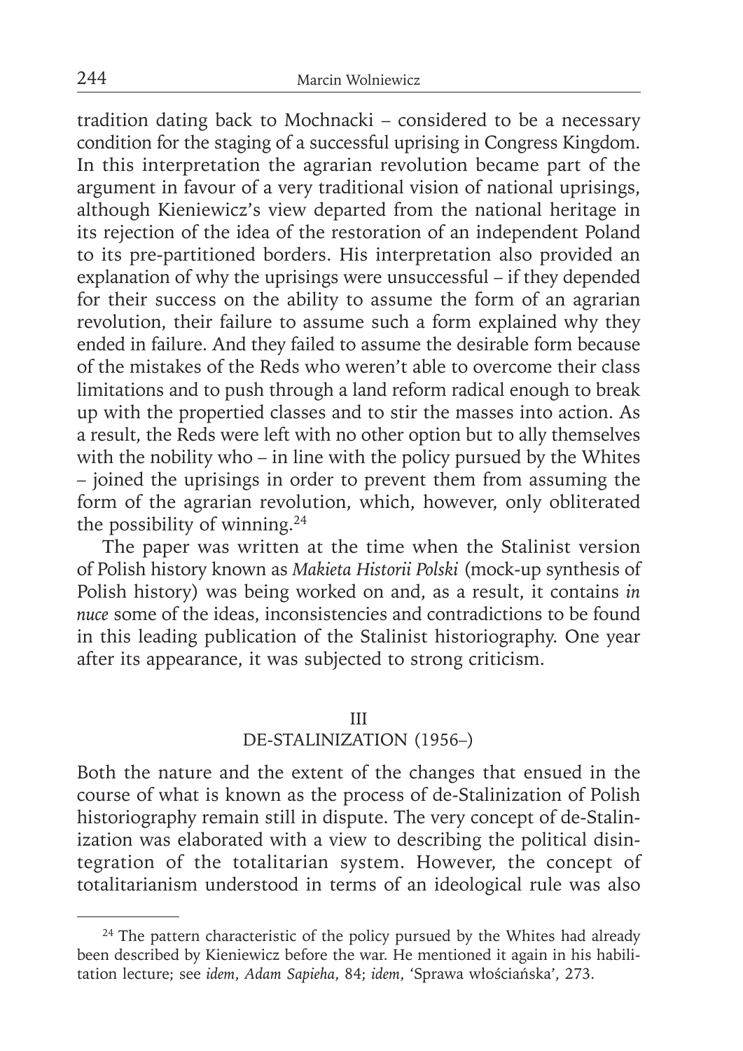tradition dating back to Mochnacki – considered to be a necessary condition for the staging of a successful uprising in Congress Kingdom. In this interpretation the agrarian revolution became part of the argument in favour of a very traditional vision of national uprisings, although Kieniewicz's view departed from the national heritage in its rejection of the idea of the restoration of an independent Poland to its pre-partitioned borders. His interpretation also provided an explanation of why the uprisings were unsuccessful – if they depended for their success on the ability to assume the form of an agrarian revolution, their failure to assume such a form explained why they ended in failure. And they failed to assume the desirable form because of the mistakes of the Reds who weren't able to overcome their class limitations and to push through a land reform radical enough to break up with the propertied classes and to stir the masses into action. As a result, the Reds were left with no other option but to ally themselves with the nobility who – in line with the policy pursued by the Whites – joined the uprisings in order to prevent them from assuming the form of the agrarian revolution, which, however, only obliterated the possibility of winning.[24]

The paper was written at the time when the Stalinist version of Polish history known as *Makieta Historii Polski* (mock-up synthesis of Polish history) was being worked on and, as a result, it contains *in nuce* some of the ideas, inconsistencies and contradictions to be found in this leading publication of the Stalinist historiography. One year after its appearance, it was subjected to strong criticism.

## III
## DE-STALINIZATION (1956–)

Both the nature and the extent of the changes that ensued in the course of what is known as the process of de-Stalinization of Polish historiography remain still in dispute. The very concept of de-Stalinization was elaborated with a view to describing the political disintegration of the totalitarian system. However, the concept of totalitarianism understood in terms of an ideological rule was also

[24] The pattern characteristic of the policy pursued by the Whites had already been described by Kieniewicz before the war. He mentioned it again in his habilitation lecture; see *idem*, *Adam Sapieha*, 84; *idem*, 'Sprawa włościańska', 273.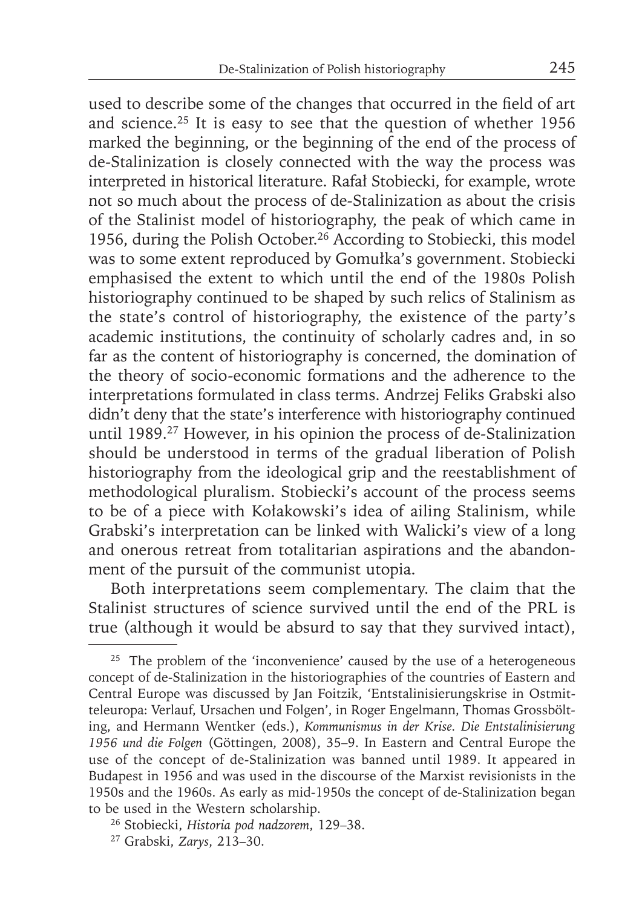used to describe some of the changes that occurred in the field of art and science.[25] It is easy to see that the question of whether 1956 marked the beginning, or the beginning of the end of the process of de-Stalinization is closely connected with the way the process was interpreted in historical literature. Rafał Stobiecki, for example, wrote not so much about the process of de-Stalinization as about the crisis of the Stalinist model of historiography, the peak of which came in 1956, during the Polish October.[26] According to Stobiecki, this model was to some extent reproduced by Gomułka's government. Stobiecki emphasised the extent to which until the end of the 1980s Polish historiography continued to be shaped by such relics of Stalinism as the state's control of historiography, the existence of the party's academic institutions, the continuity of scholarly cadres and, in so far as the content of historiography is concerned, the domination of the theory of socio-economic formations and the adherence to the interpretations formulated in class terms. Andrzej Feliks Grabski also didn't deny that the state's interference with historiography continued until 1989.[27] However, in his opinion the process of de-Stalinization should be understood in terms of the gradual liberation of Polish historiography from the ideological grip and the reestablishment of methodological pluralism. Stobiecki's account of the process seems to be of a piece with Kołakowski's idea of ailing Stalinism, while Grabski's interpretation can be linked with Walicki's view of a long and onerous retreat from totalitarian aspirations and the abandonment of the pursuit of the communist utopia.

Both interpretations seem complementary. The claim that the Stalinist structures of science survived until the end of the PRL is true (although it would be absurd to say that they survived intact),

---

[25] The problem of the 'inconvenience' caused by the use of a heterogeneous concept of de-Stalinization in the historiographies of the countries of Eastern and Central Europe was discussed by Jan Foitzik, 'Entstalinisierungskrise in Ostmitteleuropa: Verlauf, Ursachen und Folgen', in Roger Engelmann, Thomas Grossbölting, and Hermann Wentker (eds.), *Kommunismus in der Krise. Die Entstalinisierung 1956 und die Folgen* (Göttingen, 2008), 35–9. In Eastern and Central Europe the use of the concept of de-Stalinization was banned until 1989. It appeared in Budapest in 1956 and was used in the discourse of the Marxist revisionists in the 1950s and the 1960s. As early as mid-1950s the concept of de-Stalinization began to be used in the Western scholarship.

[26] Stobiecki, *Historia pod nadzorem*, 129–38.

[27] Grabski, *Zarys*, 213–30.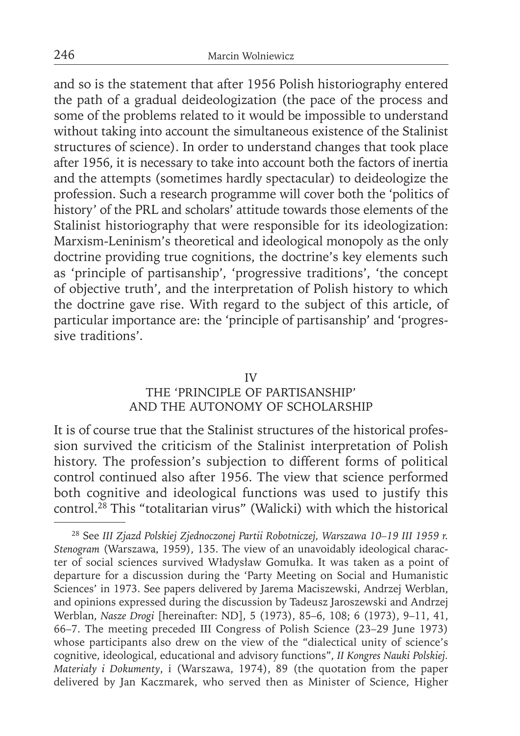and so is the statement that after 1956 Polish historiography entered the path of a gradual deideologization (the pace of the process and some of the problems related to it would be impossible to understand without taking into account the simultaneous existence of the Stalinist structures of science). In order to understand changes that took place after 1956, it is necessary to take into account both the factors of inertia and the attempts (sometimes hardly spectacular) to deideologize the profession. Such a research programme will cover both the 'politics of history' of the PRL and scholars' attitude towards those elements of the Stalinist historiography that were responsible for its ideologization: Marxism-Leninism's theoretical and ideological monopoly as the only doctrine providing true cognitions, the doctrine's key elements such as 'principle of partisanship', 'progressive traditions', 'the concept of objective truth', and the interpretation of Polish history to which the doctrine gave rise. With regard to the subject of this article, of particular importance are: the 'principle of partisanship' and 'progressive traditions'.

## IV
## THE 'PRINCIPLE OF PARTISANSHIP' AND THE AUTONOMY OF SCHOLARSHIP

It is of course true that the Stalinist structures of the historical profession survived the criticism of the Stalinist interpretation of Polish history. The profession's subjection to different forms of political control continued also after 1956. The view that science performed both cognitive and ideological functions was used to justify this control.[28] This "totalitarian virus" (Walicki) with which the historical

---

[28] See *III Zjazd Polskiej Zjednoczonej Partii Robotniczej, Warszawa 10–19 III 1959 r. Stenogram* (Warszawa, 1959), 135. The view of an unavoidably ideological character of social sciences survived Władysław Gomułka. It was taken as a point of departure for a discussion during the 'Party Meeting on Social and Humanistic Sciences' in 1973. See papers delivered by Jarema Maciszewski, Andrzej Werblan, and opinions expressed during the discussion by Tadeusz Jaroszewski and Andrzej Werblan, *Nasze Drogi* [hereinafter: ND], 5 (1973), 85–6, 108; 6 (1973), 9–11, 41, 66–7. The meeting preceded III Congress of Polish Science (23–29 June 1973) whose participants also drew on the view of the "dialectical unity of science's cognitive, ideological, educational and advisory functions", *II Kongres Nauki Polskiej. Materiały i Dokumenty*, i (Warszawa, 1974), 89 (the quotation from the paper delivered by Jan Kaczmarek, who served then as Minister of Science, Higher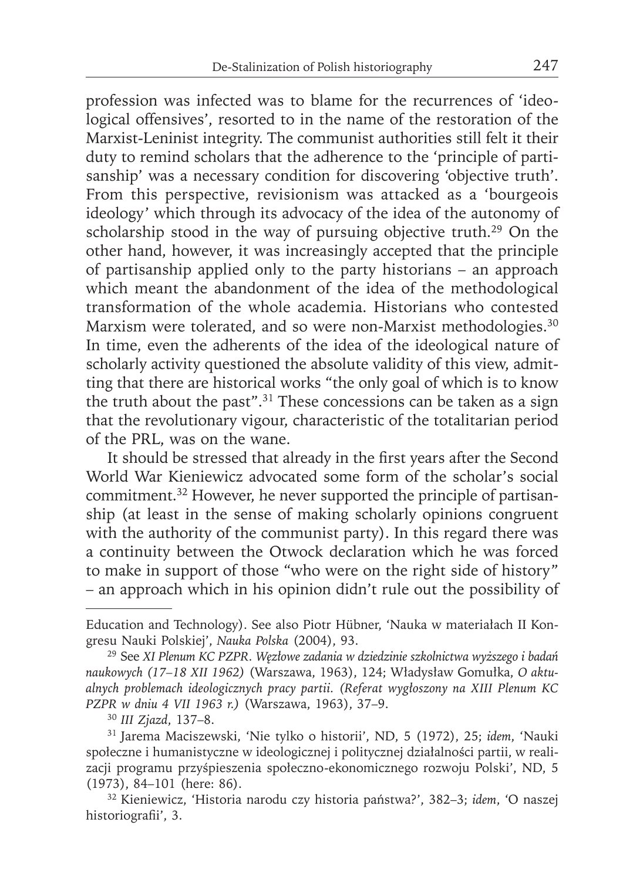profession was infected was to blame for the recurrences of 'ideological offensives', resorted to in the name of the restoration of the Marxist-Leninist integrity. The communist authorities still felt it their duty to remind scholars that the adherence to the 'principle of partisanship' was a necessary condition for discovering 'objective truth'. From this perspective, revisionism was attacked as a 'bourgeois ideology' which through its advocacy of the idea of the autonomy of scholarship stood in the way of pursuing objective truth.[29] On the other hand, however, it was increasingly accepted that the principle of partisanship applied only to the party historians – an approach which meant the abandonment of the idea of the methodological transformation of the whole academia. Historians who contested Marxism were tolerated, and so were non-Marxist methodologies.[30] In time, even the adherents of the idea of the ideological nature of scholarly activity questioned the absolute validity of this view, admitting that there are historical works "the only goal of which is to know the truth about the past".[31] These concessions can be taken as a sign that the revolutionary vigour, characteristic of the totalitarian period of the PRL, was on the wane.

It should be stressed that already in the first years after the Second World War Kieniewicz advocated some form of the scholar's social commitment.[32] However, he never supported the principle of partisanship (at least in the sense of making scholarly opinions congruent with the authority of the communist party). In this regard there was a continuity between the Otwock declaration which he was forced to make in support of those "who were on the right side of history" – an approach which in his opinion didn't rule out the possibility of

---

Education and Technology). See also Piotr Hübner, 'Nauka w materiałach II Kongresu Nauki Polskiej', *Nauka Polska* (2004), 93.

[29] See *XI Plenum KC PZPR. Węzłowe zadania w dziedzinie szkolnictwa wyższego i badań naukowych (17–18 XII 1962)* (Warszawa, 1963), 124; Władysław Gomułka, *O aktualnych problemach ideologicznych pracy partii. (Referat wygłoszony na XIII Plenum KC PZPR w dniu 4 VII 1963 r.)* (Warszawa, 1963), 37–9.

[30] *III Zjazd*, 137–8.

[31] Jarema Maciszewski, 'Nie tylko o historii', ND, 5 (1972), 25; *idem*, 'Nauki społeczne i humanistyczne w ideologicznej i politycznej działalności partii, w realizacji programu przyśpieszenia społeczno-ekonomicznego rozwoju Polski', ND, 5 (1973), 84–101 (here: 86).

[32] Kieniewicz, 'Historia narodu czy historia państwa?', 382–3; *idem*, 'O naszej historiografii', 3.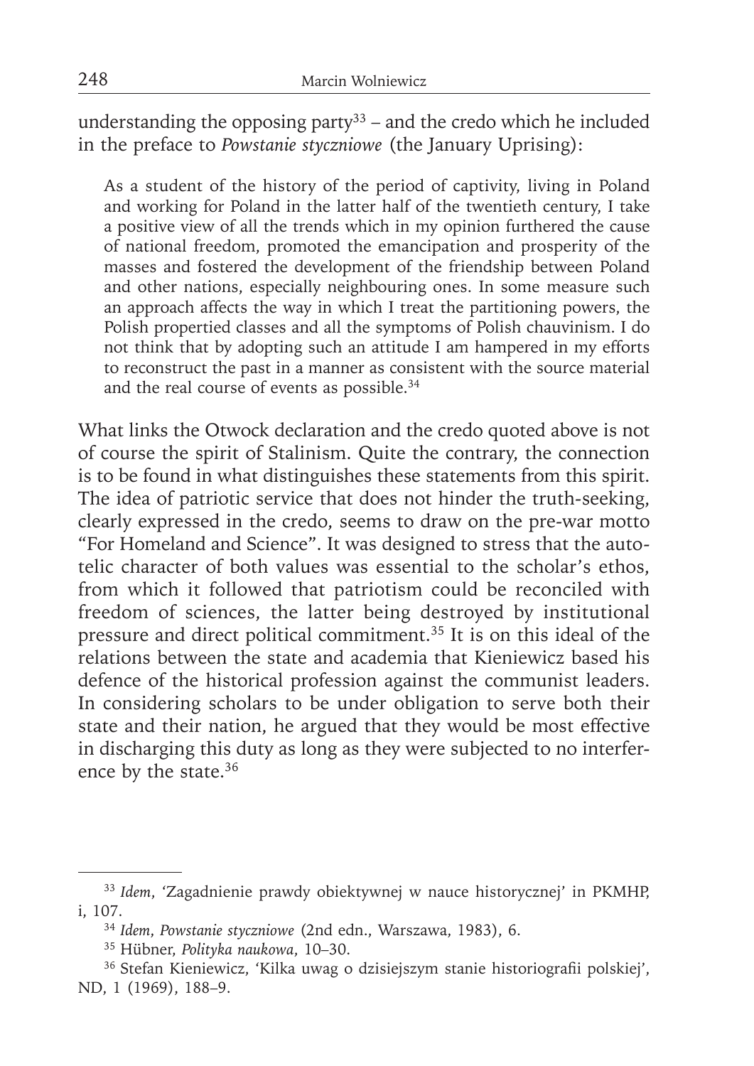understanding the opposing party[33] – and the credo which he included in the preface to *Powstanie styczniowe* (the January Uprising):

> As a student of the history of the period of captivity, living in Poland and working for Poland in the latter half of the twentieth century, I take a positive view of all the trends which in my opinion furthered the cause of national freedom, promoted the emancipation and prosperity of the masses and fostered the development of the friendship between Poland and other nations, especially neighbouring ones. In some measure such an approach affects the way in which I treat the partitioning powers, the Polish propertied classes and all the symptoms of Polish chauvinism. I do not think that by adopting such an attitude I am hampered in my efforts to reconstruct the past in a manner as consistent with the source material and the real course of events as possible.[34]

What links the Otwock declaration and the credo quoted above is not of course the spirit of Stalinism. Quite the contrary, the connection is to be found in what distinguishes these statements from this spirit. The idea of patriotic service that does not hinder the truth-seeking, clearly expressed in the credo, seems to draw on the pre-war motto "For Homeland and Science". It was designed to stress that the autotelic character of both values was essential to the scholar's ethos, from which it followed that patriotism could be reconciled with freedom of sciences, the latter being destroyed by institutional pressure and direct political commitment.[35] It is on this ideal of the relations between the state and academia that Kieniewicz based his defence of the historical profession against the communist leaders. In considering scholars to be under obligation to serve both their state and their nation, he argued that they would be most effective in discharging this duty as long as they were subjected to no interference by the state.[36]

---

[33] *Idem*, 'Zagadnienie prawdy obiektywnej w nauce historycznej' in PKMHP, i, 107.

[34] *Idem*, *Powstanie styczniowe* (2nd edn., Warszawa, 1983), 6.

[35] Hübner, *Polityka naukowa*, 10–30.

[36] Stefan Kieniewicz, 'Kilka uwag o dzisiejszym stanie historiografii polskiej', ND, 1 (1969), 188–9.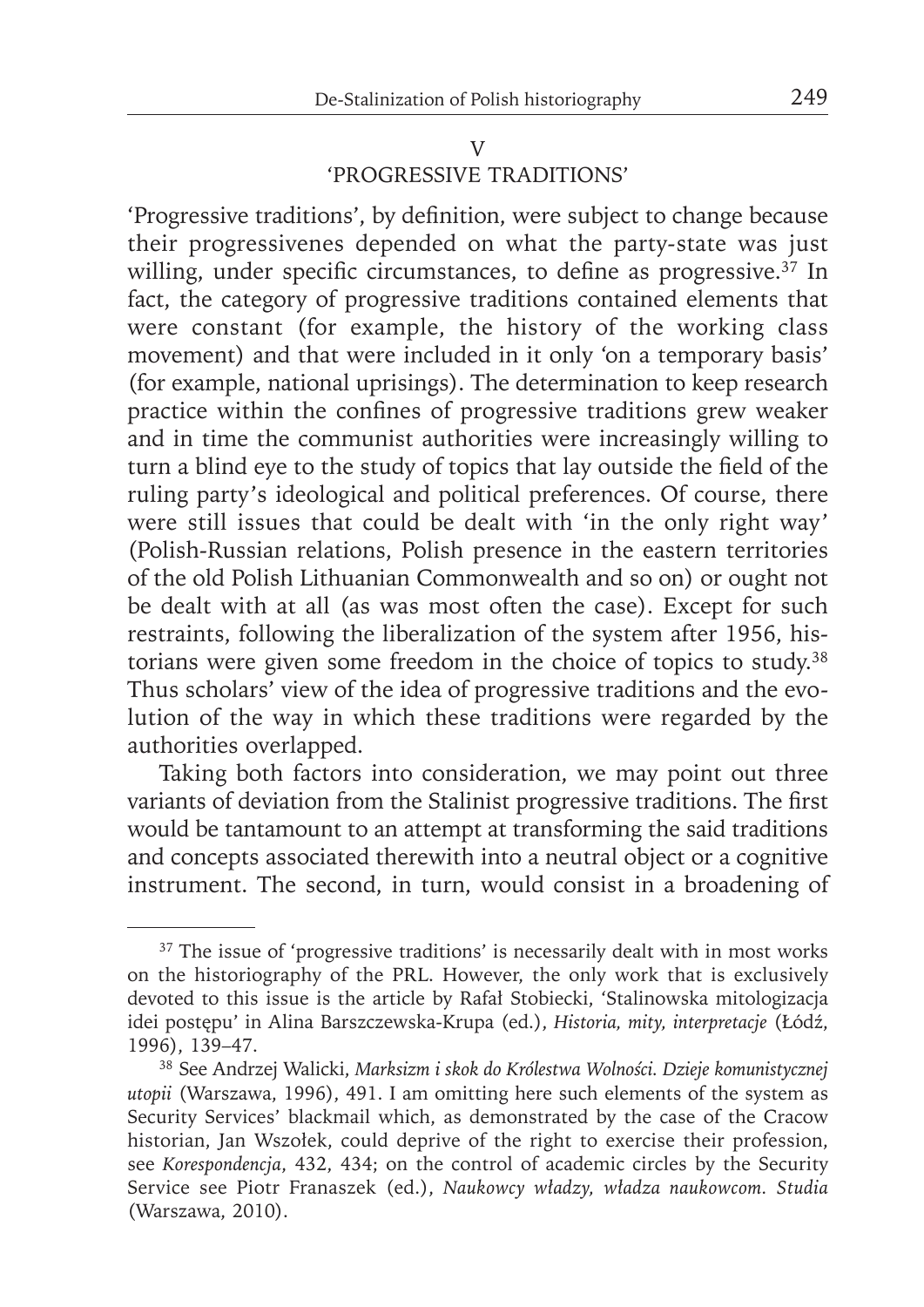## V
## 'PROGRESSIVE TRADITIONS'

'Progressive traditions', by definition, were subject to change because their progressivenes depended on what the party-state was just willing, under specific circumstances, to define as progressive.[37] In fact, the category of progressive traditions contained elements that were constant (for example, the history of the working class movement) and that were included in it only 'on a temporary basis' (for example, national uprisings). The determination to keep research practice within the confines of progressive traditions grew weaker and in time the communist authorities were increasingly willing to turn a blind eye to the study of topics that lay outside the field of the ruling party's ideological and political preferences. Of course, there were still issues that could be dealt with 'in the only right way' (Polish-Russian relations, Polish presence in the eastern territories of the old Polish Lithuanian Commonwealth and so on) or ought not be dealt with at all (as was most often the case). Except for such restraints, following the liberalization of the system after 1956, historians were given some freedom in the choice of topics to study.[38] Thus scholars' view of the idea of progressive traditions and the evolution of the way in which these traditions were regarded by the authorities overlapped.

Taking both factors into consideration, we may point out three variants of deviation from the Stalinist progressive traditions. The first would be tantamount to an attempt at transforming the said traditions and concepts associated therewith into a neutral object or a cognitive instrument. The second, in turn, would consist in a broadening of

---

[37] The issue of 'progressive traditions' is necessarily dealt with in most works on the historiography of the PRL. However, the only work that is exclusively devoted to this issue is the article by Rafał Stobiecki, 'Stalinowska mitologizacja idei postępu' in Alina Barszczewska-Krupa (ed.), *Historia, mity, interpretacje* (Łódź, 1996), 139–47.

[38] See Andrzej Walicki, *Marksizm i skok do Królestwa Wolności. Dzieje komunistycznej utopii* (Warszawa, 1996), 491. I am omitting here such elements of the system as Security Services' blackmail which, as demonstrated by the case of the Cracow historian, Jan Wszołek, could deprive of the right to exercise their profession, see *Korespondencja*, 432, 434; on the control of academic circles by the Security Service see Piotr Franaszek (ed.), *Naukowcy władzy, władza naukowcom. Studia* (Warszawa, 2010).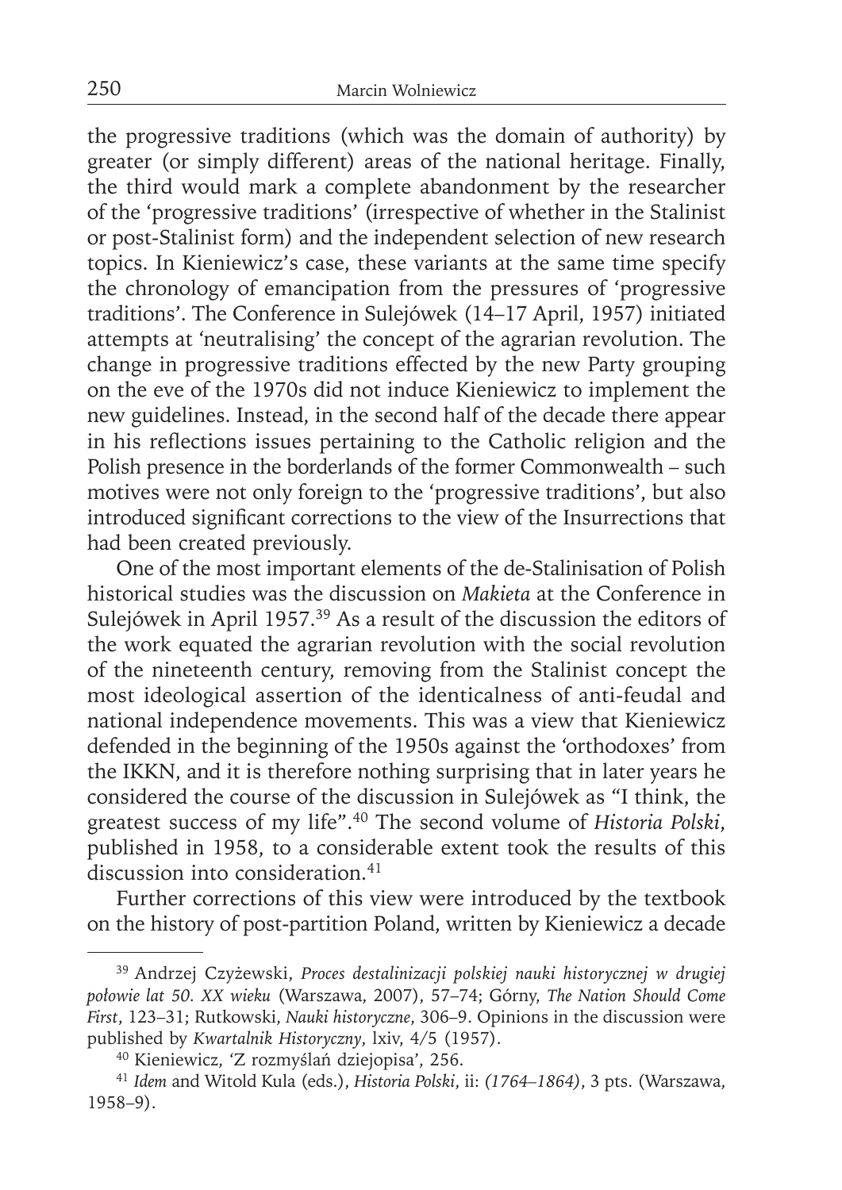the progressive traditions (which was the domain of authority) by greater (or simply different) areas of the national heritage. Finally, the third would mark a complete abandonment by the researcher of the 'progressive traditions' (irrespective of whether in the Stalinist or post-Stalinist form) and the independent selection of new research topics. In Kieniewicz's case, these variants at the same time specify the chronology of emancipation from the pressures of 'progressive traditions'. The Conference in Sulejówek (14–17 April, 1957) initiated attempts at 'neutralising' the concept of the agrarian revolution. The change in progressive traditions effected by the new Party grouping on the eve of the 1970s did not induce Kieniewicz to implement the new guidelines. Instead, in the second half of the decade there appear in his reflections issues pertaining to the Catholic religion and the Polish presence in the borderlands of the former Commonwealth – such motives were not only foreign to the 'progressive traditions', but also introduced significant corrections to the view of the Insurrections that had been created previously.

One of the most important elements of the de-Stalinisation of Polish historical studies was the discussion on *Makieta* at the Conference in Sulejówek in April 1957.[39] As a result of the discussion the editors of the work equated the agrarian revolution with the social revolution of the nineteenth century, removing from the Stalinist concept the most ideological assertion of the identicalness of anti-feudal and national independence movements. This was a view that Kieniewicz defended in the beginning of the 1950s against the 'orthodoxes' from the IKKN, and it is therefore nothing surprising that in later years he considered the course of the discussion in Sulejówek as "I think, the greatest success of my life".[40] The second volume of *Historia Polski*, published in 1958, to a considerable extent took the results of this discussion into consideration.[41]

Further corrections of this view were introduced by the textbook on the history of post-partition Poland, written by Kieniewicz a decade

---

[39] Andrzej Czyżewski, *Proces destalinizacji polskiej nauki historycznej w drugiej połowie lat 50. XX wieku* (Warszawa, 2007), 57–74; Górny, *The Nation Should Come First*, 123–31; Rutkowski, *Nauki historyczne*, 306–9. Opinions in the discussion were published by *Kwartalnik Historyczny*, lxiv, 4/5 (1957).

[40] Kieniewicz, 'Z rozmyślań dziejopisa', 256.

[41] *Idem* and Witold Kula (eds.), *Historia Polski*, ii: *(1764–1864)*, 3 pts. (Warszawa, 1958–9).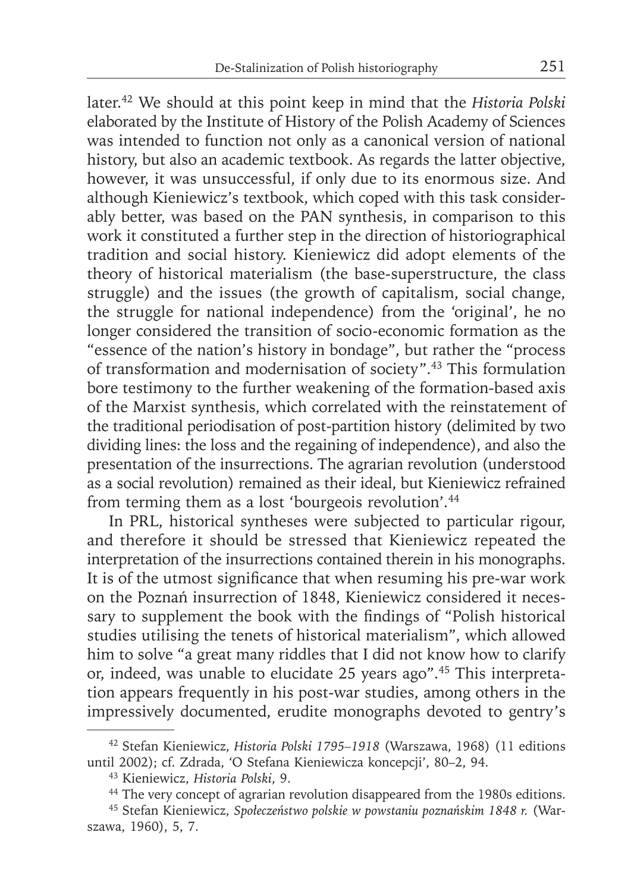later.[42] We should at this point keep in mind that the *Historia Polski* elaborated by the Institute of History of the Polish Academy of Sciences was intended to function not only as a canonical version of national history, but also an academic textbook. As regards the latter objective, however, it was unsuccessful, if only due to its enormous size. And although Kieniewicz's textbook, which coped with this task considerably better, was based on the PAN synthesis, in comparison to this work it constituted a further step in the direction of historiographical tradition and social history. Kieniewicz did adopt elements of the theory of historical materialism (the base-superstructure, the class struggle) and the issues (the growth of capitalism, social change, the struggle for national independence) from the 'original', he no longer considered the transition of socio-economic formation as the "essence of the nation's history in bondage", but rather the "process of transformation and modernisation of society".[43] This formulation bore testimony to the further weakening of the formation-based axis of the Marxist synthesis, which correlated with the reinstatement of the traditional periodisation of post-partition history (delimited by two dividing lines: the loss and the regaining of independence), and also the presentation of the insurrections. The agrarian revolution (understood as a social revolution) remained as their ideal, but Kieniewicz refrained from terming them as a lost 'bourgeois revolution'.[44]

In PRL, historical syntheses were subjected to particular rigour, and therefore it should be stressed that Kieniewicz repeated the interpretation of the insurrections contained therein in his monographs. It is of the utmost significance that when resuming his pre-war work on the Poznań insurrection of 1848, Kieniewicz considered it necessary to supplement the book with the findings of "Polish historical studies utilising the tenets of historical materialism", which allowed him to solve "a great many riddles that I did not know how to clarify or, indeed, was unable to elucidate 25 years ago".[45] This interpretation appears frequently in his post-war studies, among others in the impressively documented, erudite monographs devoted to gentry's

---

[42] Stefan Kieniewicz, *Historia Polski 1795–1918* (Warszawa, 1968) (11 editions until 2002); cf. Zdrada, 'O Stefana Kieniewicza koncepcji', 80–2, 94.

[43] Kieniewicz, *Historia Polski*, 9.

[44] The very concept of agrarian revolution disappeared from the 1980s editions.

[45] Stefan Kieniewicz, *Społeczeństwo polskie w powstaniu poznańskim 1848 r.* (Warszawa, 1960), 5, 7.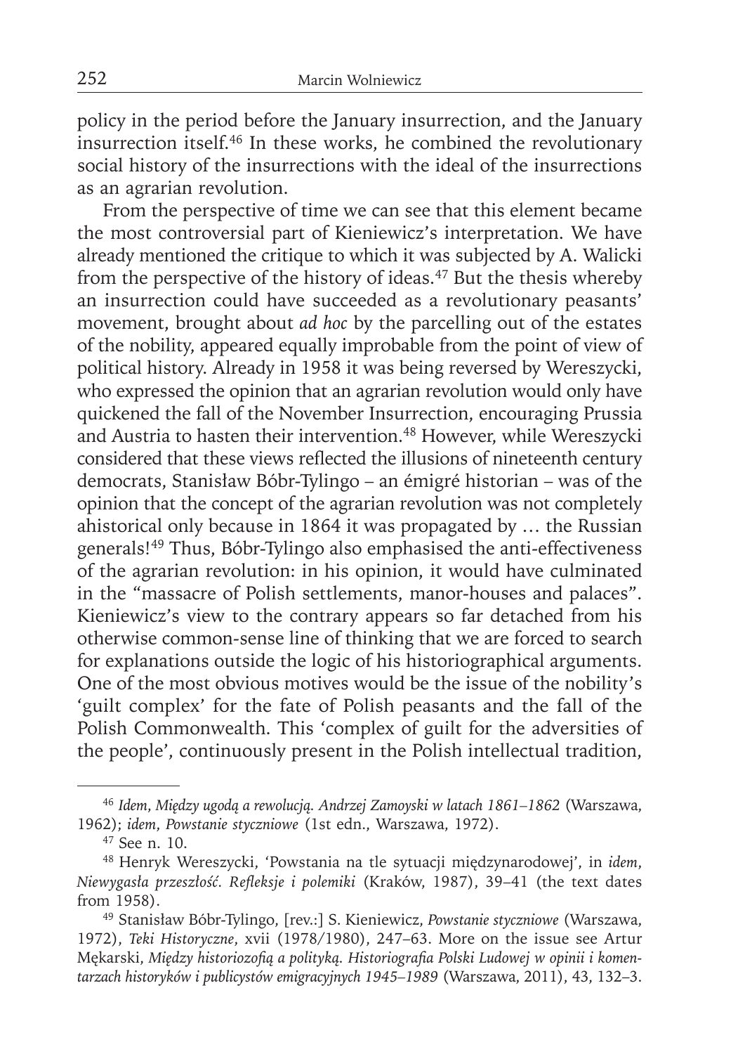policy in the period before the January insurrection, and the January insurrection itself.[46] In these works, he combined the revolutionary social history of the insurrections with the ideal of the insurrections as an agrarian revolution.

From the perspective of time we can see that this element became the most controversial part of Kieniewicz's interpretation. We have already mentioned the critique to which it was subjected by A. Walicki from the perspective of the history of ideas.[47] But the thesis whereby an insurrection could have succeeded as a revolutionary peasants' movement, brought about *ad hoc* by the parcelling out of the estates of the nobility, appeared equally improbable from the point of view of political history. Already in 1958 it was being reversed by Wereszycki, who expressed the opinion that an agrarian revolution would only have quickened the fall of the November Insurrection, encouraging Prussia and Austria to hasten their intervention.[48] However, while Wereszycki considered that these views reflected the illusions of nineteenth century democrats, Stanisław Bóbr-Tylingo – an émigré historian – was of the opinion that the concept of the agrarian revolution was not completely ahistorical only because in 1864 it was propagated by … the Russian generals![49] Thus, Bóbr-Tylingo also emphasised the anti-effectiveness of the agrarian revolution: in his opinion, it would have culminated in the "massacre of Polish settlements, manor-houses and palaces". Kieniewicz's view to the contrary appears so far detached from his otherwise common-sense line of thinking that we are forced to search for explanations outside the logic of his historiographical arguments. One of the most obvious motives would be the issue of the nobility's 'guilt complex' for the fate of Polish peasants and the fall of the Polish Commonwealth. This 'complex of guilt for the adversities of the people', continuously present in the Polish intellectual tradition,

---

[46] *Idem*, *Między ugodą a rewolucją. Andrzej Zamoyski w latach 1861–1862* (Warszawa, 1962); *idem*, *Powstanie styczniowe* (1st edn., Warszawa, 1972).

[47] See n. 10.

[48] Henryk Wereszycki, 'Powstania na tle sytuacji międzynarodowej', in *idem*, *Niewygasła przeszłość. Refleksje i polemiki* (Kraków, 1987), 39–41 (the text dates from 1958).

[49] Stanisław Bóbr-Tylingo, [rev.:] S. Kieniewicz, *Powstanie styczniowe* (Warszawa, 1972), *Teki Historyczne*, xvii (1978/1980), 247–63. More on the issue see Artur Mękarski, *Między historiozofią a polityką. Historiografia Polski Ludowej w opinii i komentarzach historyków i publicystów emigracyjnych 1945–1989* (Warszawa, 2011), 43, 132–3.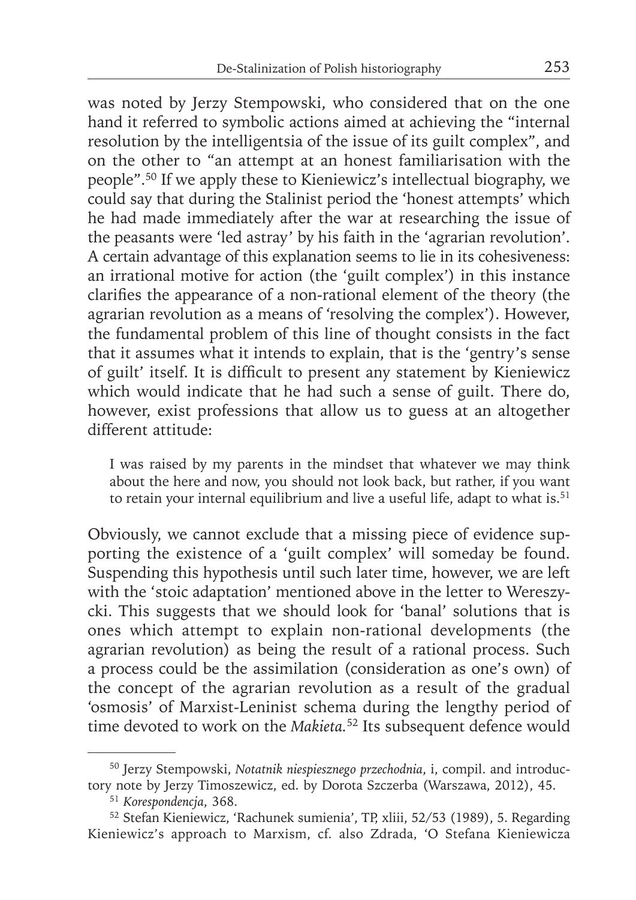was noted by Jerzy Stempowski, who considered that on the one hand it referred to symbolic actions aimed at achieving the "internal resolution by the intelligentsia of the issue of its guilt complex", and on the other to "an attempt at an honest familiarisation with the people".[50] If we apply these to Kieniewicz's intellectual biography, we could say that during the Stalinist period the 'honest attempts' which he had made immediately after the war at researching the issue of the peasants were 'led astray' by his faith in the 'agrarian revolution'. A certain advantage of this explanation seems to lie in its cohesiveness: an irrational motive for action (the 'guilt complex') in this instance clarifies the appearance of a non-rational element of the theory (the agrarian revolution as a means of 'resolving the complex'). However, the fundamental problem of this line of thought consists in the fact that it assumes what it intends to explain, that is the 'gentry's sense of guilt' itself. It is difficult to present any statement by Kieniewicz which would indicate that he had such a sense of guilt. There do, however, exist professions that allow us to guess at an altogether different attitude:

> I was raised by my parents in the mindset that whatever we may think about the here and now, you should not look back, but rather, if you want to retain your internal equilibrium and live a useful life, adapt to what is.[51]

Obviously, we cannot exclude that a missing piece of evidence supporting the existence of a 'guilt complex' will someday be found. Suspending this hypothesis until such later time, however, we are left with the 'stoic adaptation' mentioned above in the letter to Wereszycki. This suggests that we should look for 'banal' solutions that is ones which attempt to explain non-rational developments (the agrarian revolution) as being the result of a rational process. Such a process could be the assimilation (consideration as one's own) of the concept of the agrarian revolution as a result of the gradual 'osmosis' of Marxist-Leninist schema during the lengthy period of time devoted to work on the *Makieta.*[52] Its subsequent defence would

---

[50] Jerzy Stempowski, *Notatnik niespiesznego przechodnia*, i, compil. and introductory note by Jerzy Timoszewicz, ed. by Dorota Szczerba (Warszawa, 2012), 45.

[51] *Korespondencja*, 368.

[52] Stefan Kieniewicz, 'Rachunek sumienia', TP, xliii, 52/53 (1989), 5. Regarding Kieniewicz's approach to Marxism, cf. also Zdrada, 'O Stefana Kieniewicza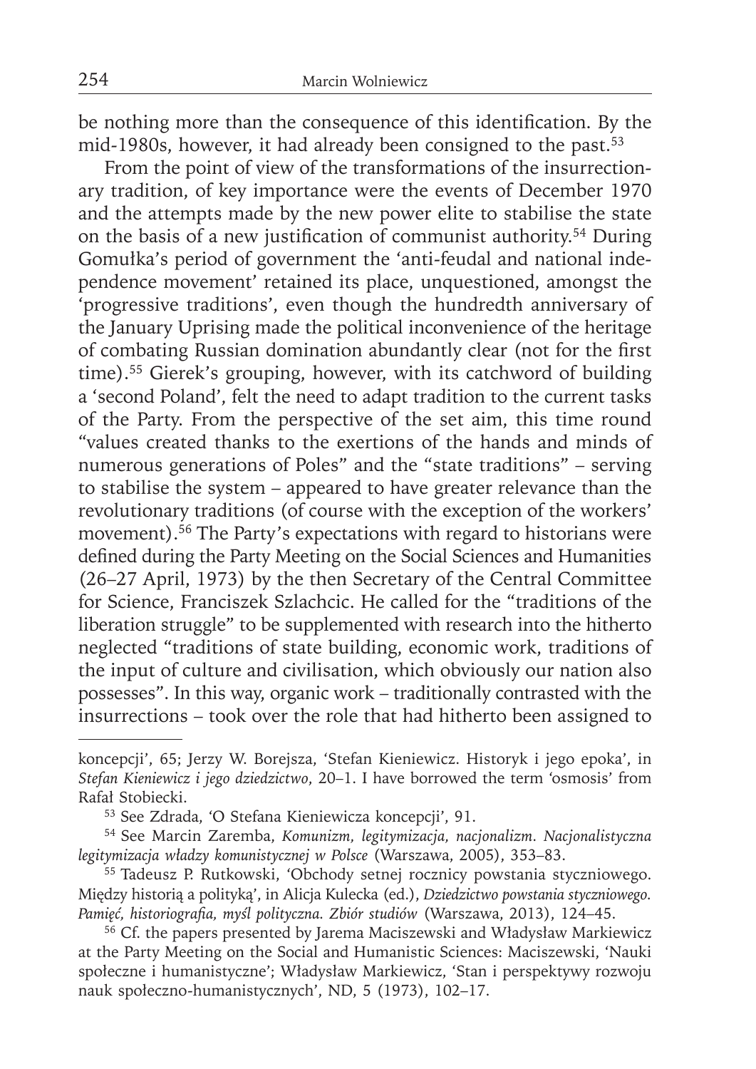be nothing more than the consequence of this identification. By the mid-1980s, however, it had already been consigned to the past.[53]

From the point of view of the transformations of the insurrectionary tradition, of key importance were the events of December 1970 and the attempts made by the new power elite to stabilise the state on the basis of a new justification of communist authority.[54] During Gomułka's period of government the 'anti-feudal and national independence movement' retained its place, unquestioned, amongst the 'progressive traditions', even though the hundredth anniversary of the January Uprising made the political inconvenience of the heritage of combating Russian domination abundantly clear (not for the first time).[55] Gierek's grouping, however, with its catchword of building a 'second Poland', felt the need to adapt tradition to the current tasks of the Party. From the perspective of the set aim, this time round "values created thanks to the exertions of the hands and minds of numerous generations of Poles" and the "state traditions" – serving to stabilise the system – appeared to have greater relevance than the revolutionary traditions (of course with the exception of the workers' movement).[56] The Party's expectations with regard to historians were defined during the Party Meeting on the Social Sciences and Humanities (26–27 April, 1973) by the then Secretary of the Central Committee for Science, Franciszek Szlachcic. He called for the "traditions of the liberation struggle" to be supplemented with research into the hitherto neglected "traditions of state building, economic work, traditions of the input of culture and civilisation, which obviously our nation also possesses". In this way, organic work – traditionally contrasted with the insurrections – took over the role that had hitherto been assigned to

---

koncepcji', 65; Jerzy W. Borejsza, 'Stefan Kieniewicz. Historyk i jego epoka', in *Stefan Kieniewicz i jego dziedzictwo*, 20–1. I have borrowed the term 'osmosis' from Rafał Stobiecki.

[53] See Zdrada, 'O Stefana Kieniewicza koncepcji', 91.

[54] See Marcin Zaremba, *Komunizm, legitymizacja, nacjonalizm. Nacjonalistyczna legitymizacja władzy komunistycznej w Polsce* (Warszawa, 2005), 353–83.

[55] Tadeusz P. Rutkowski, 'Obchody setnej rocznicy powstania styczniowego. Między historią a polityką', in Alicja Kulecka (ed.), *Dziedzictwo powstania styczniowego. Pamięć, historiografia, myśl polityczna. Zbiór studiów* (Warszawa, 2013), 124–45.

[56] Cf. the papers presented by Jarema Maciszewski and Władysław Markiewicz at the Party Meeting on the Social and Humanistic Sciences: Maciszewski, 'Nauki społeczne i humanistyczne'; Władysław Markiewicz, 'Stan i perspektywy rozwoju nauk społeczno-humanistycznych', ND, 5 (1973), 102–17.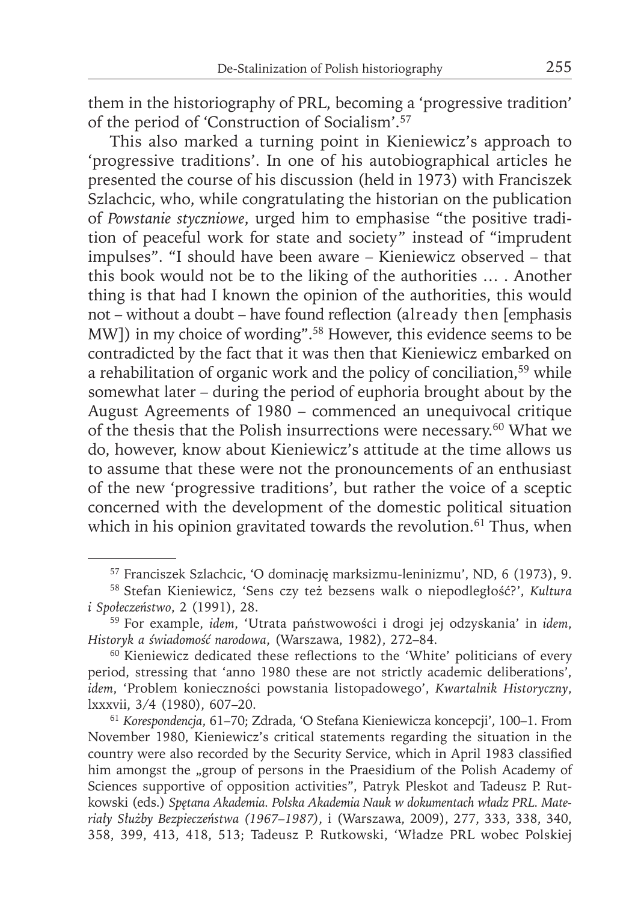them in the historiography of PRL, becoming a 'progressive tradition' of the period of 'Construction of Socialism'.[57]

This also marked a turning point in Kieniewicz's approach to 'progressive traditions'. In one of his autobiographical articles he presented the course of his discussion (held in 1973) with Franciszek Szlachcic, who, while congratulating the historian on the publication of *Powstanie styczniowe*, urged him to emphasise "the positive tradition of peaceful work for state and society" instead of "imprudent impulses". "I should have been aware – Kieniewicz observed – that this book would not be to the liking of the authorities … . Another thing is that had I known the opinion of the authorities, this would not – without a doubt – have found reflection (already then [emphasis MW]) in my choice of wording".[58] However, this evidence seems to be contradicted by the fact that it was then that Kieniewicz embarked on a rehabilitation of organic work and the policy of conciliation,[59] while somewhat later – during the period of euphoria brought about by the August Agreements of 1980 – commenced an unequivocal critique of the thesis that the Polish insurrections were necessary.[60] What we do, however, know about Kieniewicz's attitude at the time allows us to assume that these were not the pronouncements of an enthusiast of the new 'progressive traditions', but rather the voice of a sceptic concerned with the development of the domestic political situation which in his opinion gravitated towards the revolution.[61] Thus, when

---

[57] Franciszek Szlachcic, 'O dominację marksizmu-leninizmu', ND, 6 (1973), 9.

[58] Stefan Kieniewicz, 'Sens czy też bezsens walk o niepodległość?', *Kultura i Społeczeństwo*, 2 (1991), 28.

[59] For example, *idem*, 'Utrata państwowości i drogi jej odzyskania' in *idem*, *Historyk a świadomość narodowa*, (Warszawa, 1982), 272–84.

[60] Kieniewicz dedicated these reflections to the 'White' politicians of every period, stressing that 'anno 1980 these are not strictly academic deliberations', *idem*, 'Problem konieczności powstania listopadowego', *Kwartalnik Historyczny*, lxxxvii, 3/4 (1980), 607–20.

[61] *Korespondencja*, 61–70; Zdrada, 'O Stefana Kieniewicza koncepcji', 100–1. From November 1980, Kieniewicz's critical statements regarding the situation in the country were also recorded by the Security Service, which in April 1983 classified him amongst the „group of persons in the Praesidium of the Polish Academy of Sciences supportive of opposition activities", Patryk Pleskot and Tadeusz P. Rutkowski (eds.) *Spętana Akademia. Polska Akademia Nauk w dokumentach władz PRL. Materiały Służby Bezpieczeństwa (1967–1987)*, i (Warszawa, 2009), 277, 333, 338, 340, 358, 399, 413, 418, 513; Tadeusz P. Rutkowski, 'Władze PRL wobec Polskiej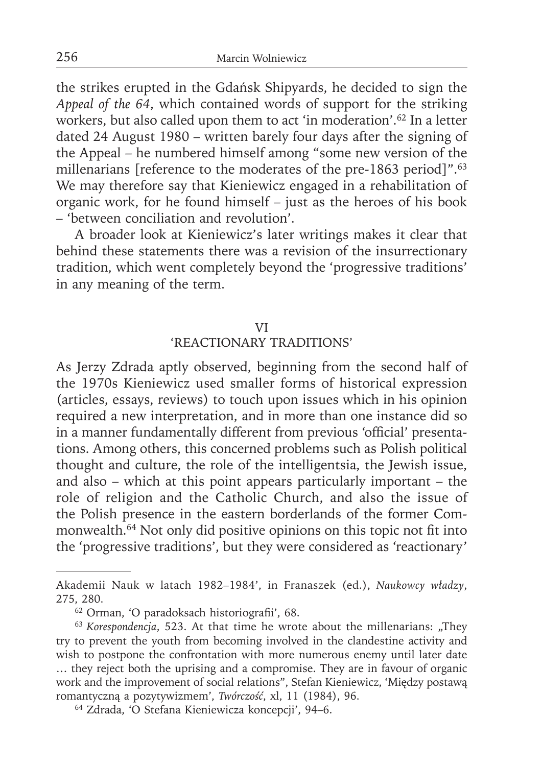the strikes erupted in the Gdańsk Shipyards, he decided to sign the *Appeal of the 64*, which contained words of support for the striking workers, but also called upon them to act 'in moderation'.[62] In a letter dated 24 August 1980 – written barely four days after the signing of the Appeal – he numbered himself among "some new version of the millenarians [reference to the moderates of the pre-1863 period]".[63] We may therefore say that Kieniewicz engaged in a rehabilitation of organic work, for he found himself – just as the heroes of his book – 'between conciliation and revolution'.

A broader look at Kieniewicz's later writings makes it clear that behind these statements there was a revision of the insurrectionary tradition, which went completely beyond the 'progressive traditions' in any meaning of the term.

## VI
## 'REACTIONARY TRADITIONS'

As Jerzy Zdrada aptly observed, beginning from the second half of the 1970s Kieniewicz used smaller forms of historical expression (articles, essays, reviews) to touch upon issues which in his opinion required a new interpretation, and in more than one instance did so in a manner fundamentally different from previous 'official' presentations. Among others, this concerned problems such as Polish political thought and culture, the role of the intelligentsia, the Jewish issue, and also – which at this point appears particularly important – the role of religion and the Catholic Church, and also the issue of the Polish presence in the eastern borderlands of the former Commonwealth.[64] Not only did positive opinions on this topic not fit into the 'progressive traditions', but they were considered as 'reactionary'

---

Akademii Nauk w latach 1982–1984', in Franaszek (ed.), *Naukowcy władzy*, 275, 280.

[62] Orman, 'O paradoksach historiografii', 68.

[63] *Korespondencja*, 523. At that time he wrote about the millenarians: „They try to prevent the youth from becoming involved in the clandestine activity and wish to postpone the confrontation with more numerous enemy until later date … they reject both the uprising and a compromise. They are in favour of organic work and the improvement of social relations", Stefan Kieniewicz, 'Między postawą romantyczną a pozytywizmem', *Twórczość*, xl, 11 (1984), 96.

[64] Zdrada, 'O Stefana Kieniewicza koncepcji', 94–6.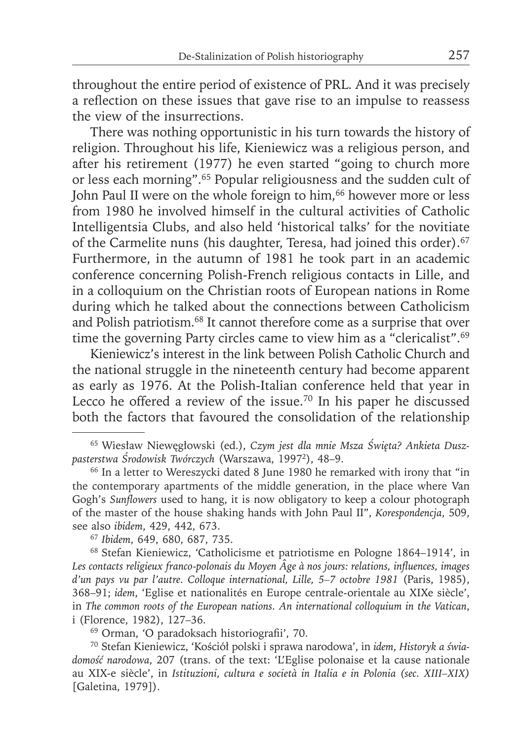throughout the entire period of existence of PRL. And it was precisely a reflection on these issues that gave rise to an impulse to reassess the view of the insurrections.

There was nothing opportunistic in his turn towards the history of religion. Throughout his life, Kieniewicz was a religious person, and after his retirement (1977) he even started "going to church more or less each morning".[65] Popular religiousness and the sudden cult of John Paul II were on the whole foreign to him,[66] however more or less from 1980 he involved himself in the cultural activities of Catholic Intelligentsia Clubs, and also held 'historical talks' for the novitiate of the Carmelite nuns (his daughter, Teresa, had joined this order).[67] Furthermore, in the autumn of 1981 he took part in an academic conference concerning Polish-French religious contacts in Lille, and in a colloquium on the Christian roots of European nations in Rome during which he talked about the connections between Catholicism and Polish patriotism.[68] It cannot therefore come as a surprise that over time the governing Party circles came to view him as a "clericalist".[69]

Kieniewicz's interest in the link between Polish Catholic Church and the national struggle in the nineteenth century had become apparent as early as 1976. At the Polish-Italian conference held that year in Lecco he offered a review of the issue.[70] In his paper he discussed both the factors that favoured the consolidation of the relationship

---

[65] Wiesław Niewęgłowski (ed.), *Czym jest dla mnie Msza Święta? Ankieta Duszpasterstwa Środowisk Twórczych* (Warszawa, 1997[2]), 48–9.

[66] In a letter to Wereszycki dated 8 June 1980 he remarked with irony that "in the contemporary apartments of the middle generation, in the place where Van Gogh's *Sunflowers* used to hang, it is now obligatory to keep a colour photograph of the master of the house shaking hands with John Paul II", *Korespondencja*, 509, see also *ibidem*, 429, 442, 673.

[67] *Ibidem*, 649, 680, 687, 735.

[68] Stefan Kieniewicz, 'Catholicisme et patriotisme en Pologne 1864–1914', in *Les contacts religieux franco-polonais du Moyen Âge à nos jours: relations, influences, images d'un pays vu par l'autre. Colloque international, Lille, 5–7 octobre 1981* (Paris, 1985), 368–91; *idem*, 'Eglise et nationalités en Europe centrale-orientale au XIXe siècle', in *The common roots of the European nations. An international colloquium in the Vatican*, i (Florence, 1982), 127–36.

[69] Orman, 'O paradoksach historiografii', 70.

[70] Stefan Kieniewicz, 'Kościół polski i sprawa narodowa', in *idem*, *Historyk a świadomość narodowa*, 207 (trans. of the text: 'L'Eglise polonaise et la cause nationale au XIX-e siècle', in *Istituzioni, cultura e società in Italia e in Polonia (sec. XIII–XIX)* [Galetina, 1979]).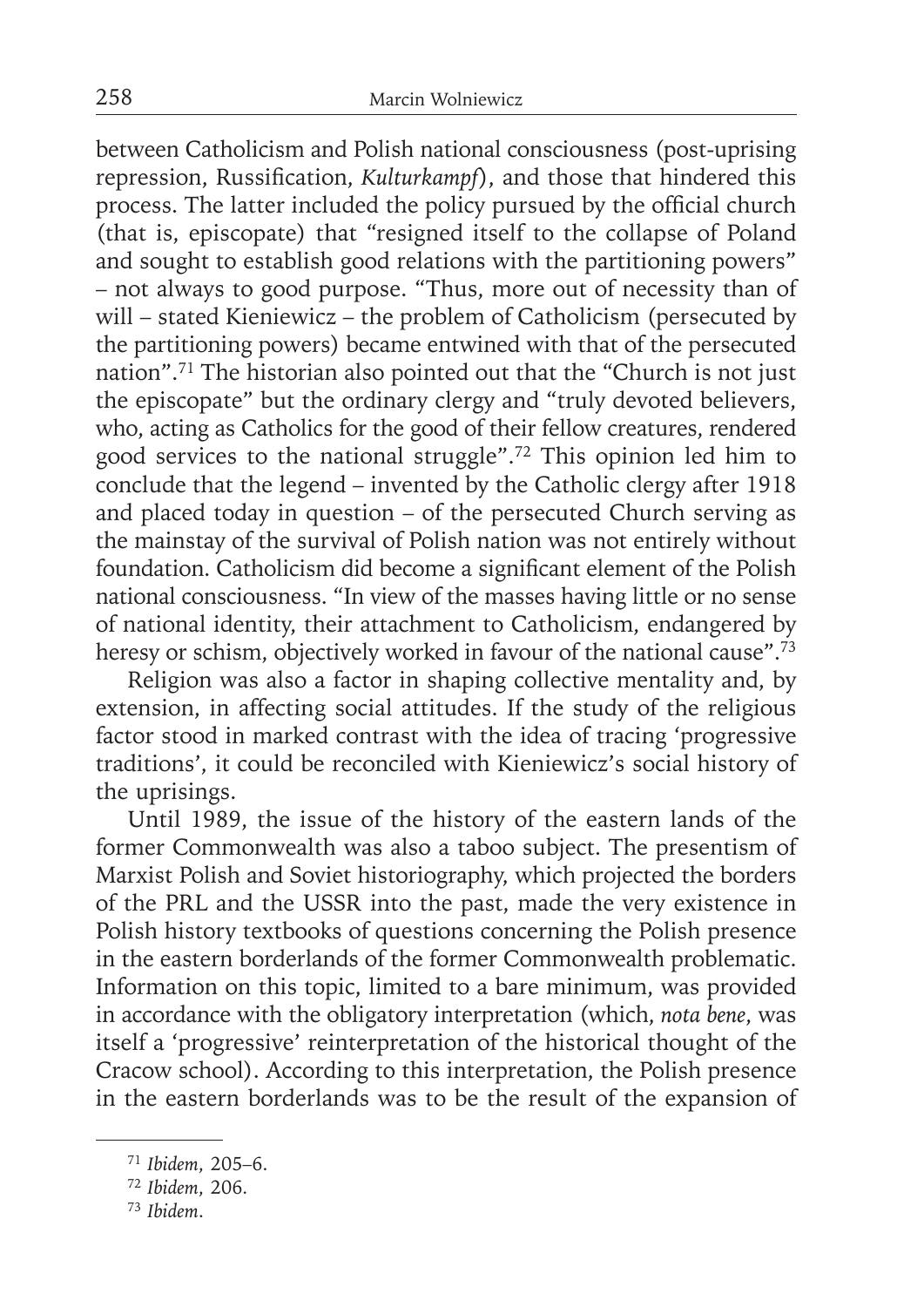between Catholicism and Polish national consciousness (post-uprising repression, Russification, *Kulturkampf*), and those that hindered this process. The latter included the policy pursued by the official church (that is, episcopate) that "resigned itself to the collapse of Poland and sought to establish good relations with the partitioning powers" – not always to good purpose. "Thus, more out of necessity than of will – stated Kieniewicz – the problem of Catholicism (persecuted by the partitioning powers) became entwined with that of the persecuted nation".[71] The historian also pointed out that the "Church is not just the episcopate" but the ordinary clergy and "truly devoted believers, who, acting as Catholics for the good of their fellow creatures, rendered good services to the national struggle".[72] This opinion led him to conclude that the legend – invented by the Catholic clergy after 1918 and placed today in question – of the persecuted Church serving as the mainstay of the survival of Polish nation was not entirely without foundation. Catholicism did become a significant element of the Polish national consciousness. "In view of the masses having little or no sense of national identity, their attachment to Catholicism, endangered by heresy or schism, objectively worked in favour of the national cause".[73]

Religion was also a factor in shaping collective mentality and, by extension, in affecting social attitudes. If the study of the religious factor stood in marked contrast with the idea of tracing 'progressive traditions', it could be reconciled with Kieniewicz's social history of the uprisings.

Until 1989, the issue of the history of the eastern lands of the former Commonwealth was also a taboo subject. The presentism of Marxist Polish and Soviet historiography, which projected the borders of the PRL and the USSR into the past, made the very existence in Polish history textbooks of questions concerning the Polish presence in the eastern borderlands of the former Commonwealth problematic. Information on this topic, limited to a bare minimum, was provided in accordance with the obligatory interpretation (which, *nota bene*, was itself a 'progressive' reinterpretation of the historical thought of the Cracow school). According to this interpretation, the Polish presence in the eastern borderlands was to be the result of the expansion of

[71] *Ibidem*, 205–6.

[72] *Ibidem*, 206.

[73] *Ibidem*.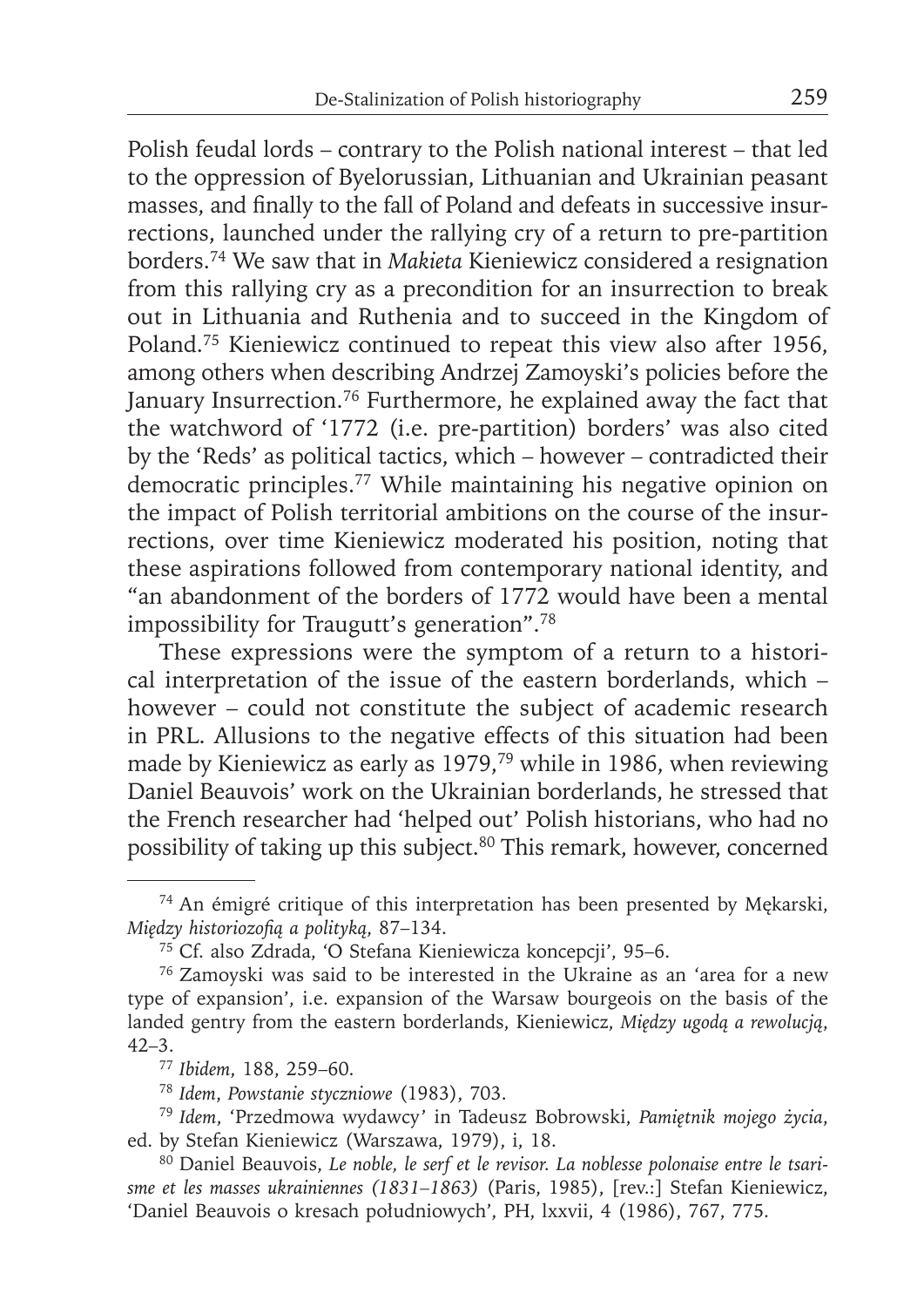Polish feudal lords – contrary to the Polish national interest – that led to the oppression of Byelorussian, Lithuanian and Ukrainian peasant masses, and finally to the fall of Poland and defeats in successive insurrections, launched under the rallying cry of a return to pre-partition borders.[74] We saw that in *Makieta* Kieniewicz considered a resignation from this rallying cry as a precondition for an insurrection to break out in Lithuania and Ruthenia and to succeed in the Kingdom of Poland.[75] Kieniewicz continued to repeat this view also after 1956, among others when describing Andrzej Zamoyski's policies before the January Insurrection.[76] Furthermore, he explained away the fact that the watchword of '1772 (i.e. pre-partition) borders' was also cited by the 'Reds' as political tactics, which – however – contradicted their democratic principles.[77] While maintaining his negative opinion on the impact of Polish territorial ambitions on the course of the insurrections, over time Kieniewicz moderated his position, noting that these aspirations followed from contemporary national identity, and "an abandonment of the borders of 1772 would have been a mental impossibility for Traugutt's generation".[78]

These expressions were the symptom of a return to a historical interpretation of the issue of the eastern borderlands, which – however – could not constitute the subject of academic research in PRL. Allusions to the negative effects of this situation had been made by Kieniewicz as early as 1979,[79] while in 1986, when reviewing Daniel Beauvois' work on the Ukrainian borderlands, he stressed that the French researcher had 'helped out' Polish historians, who had no possibility of taking up this subject.[80] This remark, however, concerned

---

[74] An émigré critique of this interpretation has been presented by Mękarski, *Między historiozofią a polityką*, 87–134.

[75] Cf. also Zdrada, 'O Stefana Kieniewicza koncepcji', 95–6.

[76] Zamoyski was said to be interested in the Ukraine as an 'area for a new type of expansion', i.e. expansion of the Warsaw bourgeois on the basis of the landed gentry from the eastern borderlands, Kieniewicz, *Między ugodą a rewolucją*, 42–3.

[77] *Ibidem*, 188, 259–60.

[78] *Idem*, *Powstanie styczniowe* (1983), 703.

[79] *Idem*, 'Przedmowa wydawcy' in Tadeusz Bobrowski, *Pamiętnik mojego życia*, ed. by Stefan Kieniewicz (Warszawa, 1979), i, 18.

[80] Daniel Beauvois, *Le noble, le serf et le revisor. La noblesse polonaise entre le tsarisme et les masses ukrainiennes (1831–1863)* (Paris, 1985), [rev.:] Stefan Kieniewicz, 'Daniel Beauvois o kresach południowych', PH, lxxvii, 4 (1986), 767, 775.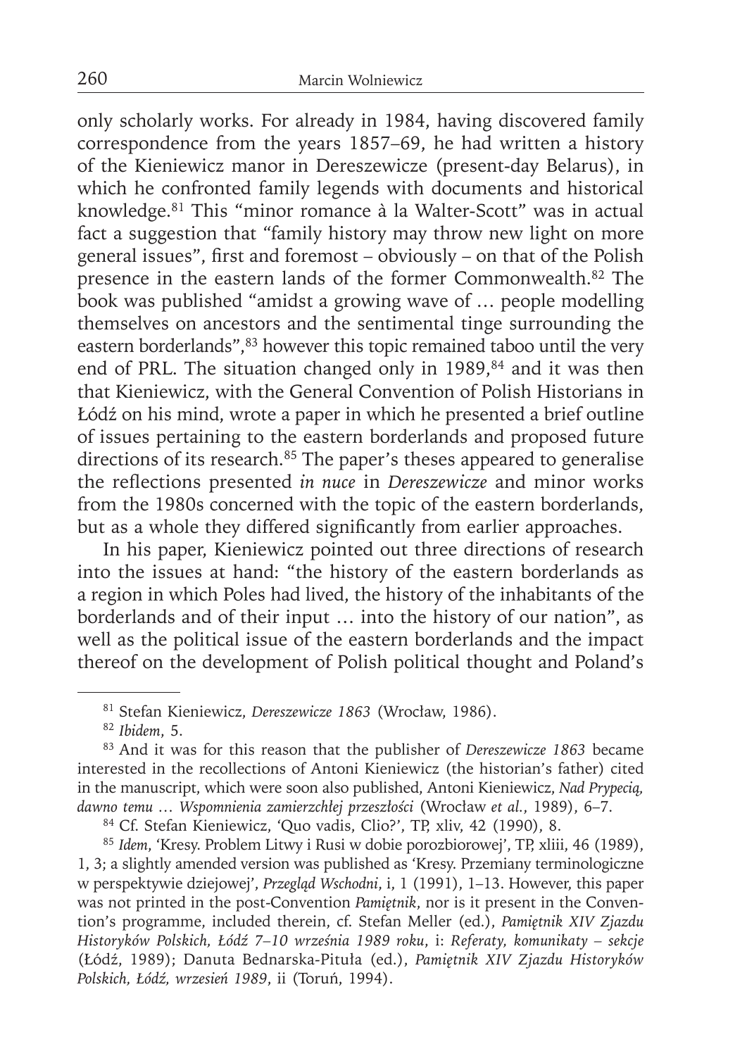only scholarly works. For already in 1984, having discovered family correspondence from the years 1857–69, he had written a history of the Kieniewicz manor in Dereszewicze (present-day Belarus), in which he confronted family legends with documents and historical knowledge.[81] This "minor romance à la Walter-Scott" was in actual fact a suggestion that "family history may throw new light on more general issues", first and foremost – obviously – on that of the Polish presence in the eastern lands of the former Commonwealth.[82] The book was published "amidst a growing wave of … people modelling themselves on ancestors and the sentimental tinge surrounding the eastern borderlands",[83] however this topic remained taboo until the very end of PRL. The situation changed only in 1989,[84] and it was then that Kieniewicz, with the General Convention of Polish Historians in Łódź on his mind, wrote a paper in which he presented a brief outline of issues pertaining to the eastern borderlands and proposed future directions of its research.[85] The paper's theses appeared to generalise the reflections presented *in nuce* in *Dereszewicze* and minor works from the 1980s concerned with the topic of the eastern borderlands, but as a whole they differed significantly from earlier approaches.

In his paper, Kieniewicz pointed out three directions of research into the issues at hand: "the history of the eastern borderlands as a region in which Poles had lived, the history of the inhabitants of the borderlands and of their input … into the history of our nation", as well as the political issue of the eastern borderlands and the impact thereof on the development of Polish political thought and Poland's

---

[81] Stefan Kieniewicz, *Dereszewicze 1863* (Wrocław, 1986).

[82] *Ibidem*, 5.

[83] And it was for this reason that the publisher of *Dereszewicze 1863* became interested in the recollections of Antoni Kieniewicz (the historian's father) cited in the manuscript, which were soon also published, Antoni Kieniewicz, *Nad Prypecią, dawno temu … Wspomnienia zamierzchłej przeszłości* (Wrocław *et al.*, 1989), 6–7.

[84] Cf. Stefan Kieniewicz, 'Quo vadis, Clio?', TP, xliv, 42 (1990), 8.

[85] *Idem*, 'Kresy. Problem Litwy i Rusi w dobie porozbiorowej', TP, xliii, 46 (1989), 1, 3; a slightly amended version was published as 'Kresy. Przemiany terminologiczne w perspektywie dziejowej', *Przegląd Wschodni*, i, 1 (1991), 1–13. However, this paper was not printed in the post-Convention *Pamiętnik*, nor is it present in the Convention's programme, included therein, cf. Stefan Meller (ed.), *Pamiętnik XIV Zjazdu Historyków Polskich, Łódź 7–10 września 1989 roku*, i: *Referaty, komunikaty – sekcje* (Łódź, 1989); Danuta Bednarska-Pituła (ed.), *Pamiętnik XIV Zjazdu Historyków Polskich, Łódź, wrzesień 1989*, ii (Toruń, 1994).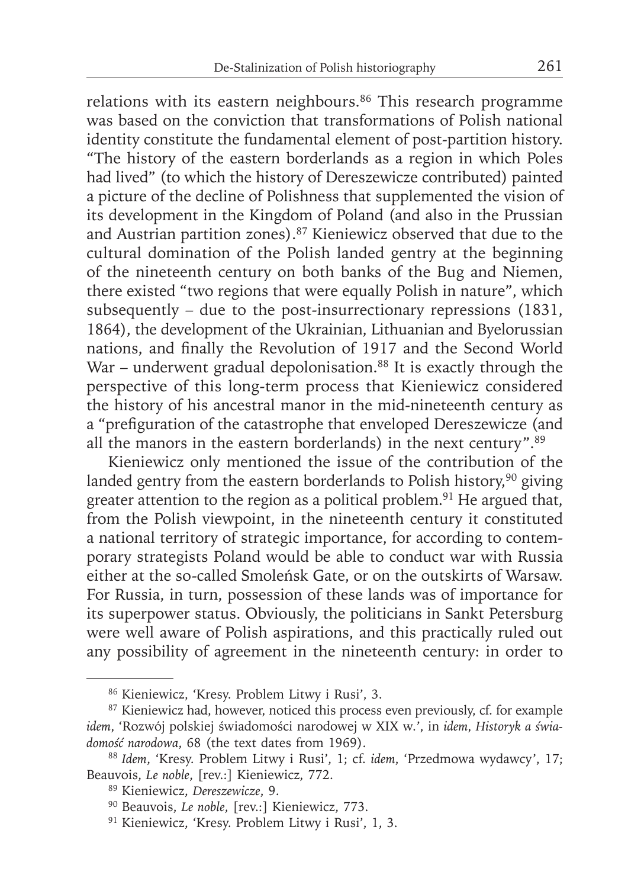relations with its eastern neighbours.[86] This research programme was based on the conviction that transformations of Polish national identity constitute the fundamental element of post-partition history. "The history of the eastern borderlands as a region in which Poles had lived" (to which the history of Dereszewicze contributed) painted a picture of the decline of Polishness that supplemented the vision of its development in the Kingdom of Poland (and also in the Prussian and Austrian partition zones).[87] Kieniewicz observed that due to the cultural domination of the Polish landed gentry at the beginning of the nineteenth century on both banks of the Bug and Niemen, there existed "two regions that were equally Polish in nature", which subsequently – due to the post-insurrectionary repressions (1831, 1864), the development of the Ukrainian, Lithuanian and Byelorussian nations, and finally the Revolution of 1917 and the Second World War – underwent gradual depolonisation.[88] It is exactly through the perspective of this long-term process that Kieniewicz considered the history of his ancestral manor in the mid-nineteenth century as a "prefiguration of the catastrophe that enveloped Dereszewicze (and all the manors in the eastern borderlands) in the next century".[89]

Kieniewicz only mentioned the issue of the contribution of the landed gentry from the eastern borderlands to Polish history,[90] giving greater attention to the region as a political problem.[91] He argued that, from the Polish viewpoint, in the nineteenth century it constituted a national territory of strategic importance, for according to contemporary strategists Poland would be able to conduct war with Russia either at the so-called Smoleńsk Gate, or on the outskirts of Warsaw. For Russia, in turn, possession of these lands was of importance for its superpower status. Obviously, the politicians in Sankt Petersburg were well aware of Polish aspirations, and this practically ruled out any possibility of agreement in the nineteenth century: in order to

---

[86] Kieniewicz, 'Kresy. Problem Litwy i Rusi', 3.

[87] Kieniewicz had, however, noticed this process even previously, cf. for example *idem*, 'Rozwój polskiej świadomości narodowej w XIX w.', in *idem*, *Historyk a świadomość narodowa*, 68 (the text dates from 1969).

[88] *Idem*, 'Kresy. Problem Litwy i Rusi', 1; cf. *idem*, 'Przedmowa wydawcy', 17; Beauvois, *Le noble*, [rev.:] Kieniewicz, 772.

[89] Kieniewicz, *Dereszewicze*, 9.

[90] Beauvois, *Le noble*, [rev.:] Kieniewicz, 773.

[91] Kieniewicz, 'Kresy. Problem Litwy i Rusi', 1, 3.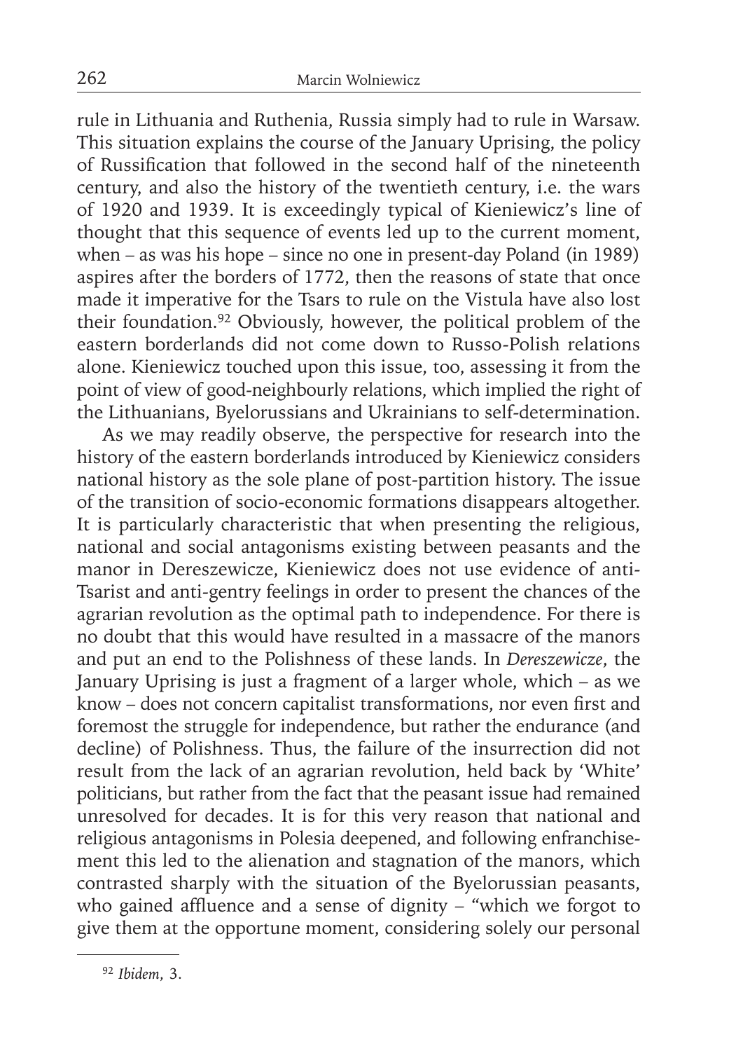rule in Lithuania and Ruthenia, Russia simply had to rule in Warsaw. This situation explains the course of the January Uprising, the policy of Russification that followed in the second half of the nineteenth century, and also the history of the twentieth century, i.e. the wars of 1920 and 1939. It is exceedingly typical of Kieniewicz's line of thought that this sequence of events led up to the current moment, when – as was his hope – since no one in present-day Poland (in 1989) aspires after the borders of 1772, then the reasons of state that once made it imperative for the Tsars to rule on the Vistula have also lost their foundation.[92] Obviously, however, the political problem of the eastern borderlands did not come down to Russo-Polish relations alone. Kieniewicz touched upon this issue, too, assessing it from the point of view of good-neighbourly relations, which implied the right of the Lithuanians, Byelorussians and Ukrainians to self-determination.

As we may readily observe, the perspective for research into the history of the eastern borderlands introduced by Kieniewicz considers national history as the sole plane of post-partition history. The issue of the transition of socio-economic formations disappears altogether. It is particularly characteristic that when presenting the religious, national and social antagonisms existing between peasants and the manor in Dereszewicze, Kieniewicz does not use evidence of anti-Tsarist and anti-gentry feelings in order to present the chances of the agrarian revolution as the optimal path to independence. For there is no doubt that this would have resulted in a massacre of the manors and put an end to the Polishness of these lands. In *Dereszewicze*, the January Uprising is just a fragment of a larger whole, which – as we know – does not concern capitalist transformations, nor even first and foremost the struggle for independence, but rather the endurance (and decline) of Polishness. Thus, the failure of the insurrection did not result from the lack of an agrarian revolution, held back by 'White' politicians, but rather from the fact that the peasant issue had remained unresolved for decades. It is for this very reason that national and religious antagonisms in Polesia deepened, and following enfranchisement this led to the alienation and stagnation of the manors, which contrasted sharply with the situation of the Byelorussian peasants, who gained affluence and a sense of dignity – "which we forgot to give them at the opportune moment, considering solely our personal

---

[92] *Ibidem*, 3.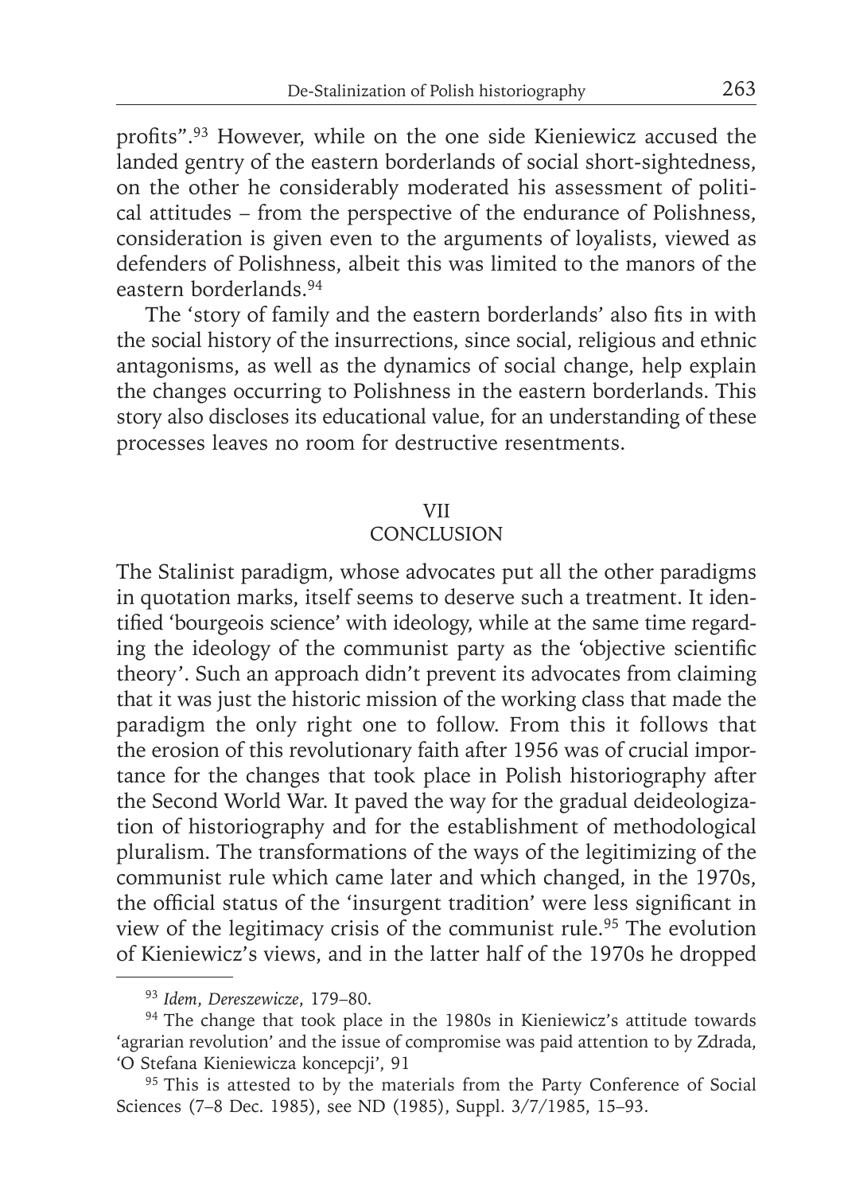profits".[93] However, while on the one side Kieniewicz accused the landed gentry of the eastern borderlands of social short-sightedness, on the other he considerably moderated his assessment of political attitudes – from the perspective of the endurance of Polishness, consideration is given even to the arguments of loyalists, viewed as defenders of Polishness, albeit this was limited to the manors of the eastern borderlands.[94]

The 'story of family and the eastern borderlands' also fits in with the social history of the insurrections, since social, religious and ethnic antagonisms, as well as the dynamics of social change, help explain the changes occurring to Polishness in the eastern borderlands. This story also discloses its educational value, for an understanding of these processes leaves no room for destructive resentments.

## VII
## CONCLUSION

The Stalinist paradigm, whose advocates put all the other paradigms in quotation marks, itself seems to deserve such a treatment. It identified 'bourgeois science' with ideology, while at the same time regarding the ideology of the communist party as the 'objective scientific theory'. Such an approach didn't prevent its advocates from claiming that it was just the historic mission of the working class that made the paradigm the only right one to follow. From this it follows that the erosion of this revolutionary faith after 1956 was of crucial importance for the changes that took place in Polish historiography after the Second World War. It paved the way for the gradual deideologization of historiography and for the establishment of methodological pluralism. The transformations of the ways of the legitimizing of the communist rule which came later and which changed, in the 1970s, the official status of the 'insurgent tradition' were less significant in view of the legitimacy crisis of the communist rule.[95] The evolution of Kieniewicz's views, and in the latter half of the 1970s he dropped

---

[93] *Idem*, *Dereszewicze*, 179–80.

[94] The change that took place in the 1980s in Kieniewicz's attitude towards 'agrarian revolution' and the issue of compromise was paid attention to by Zdrada, 'O Stefana Kieniewicza koncepcji', 91

[95] This is attested to by the materials from the Party Conference of Social Sciences (7–8 Dec. 1985), see ND (1985), Suppl. 3/7/1985, 15–93.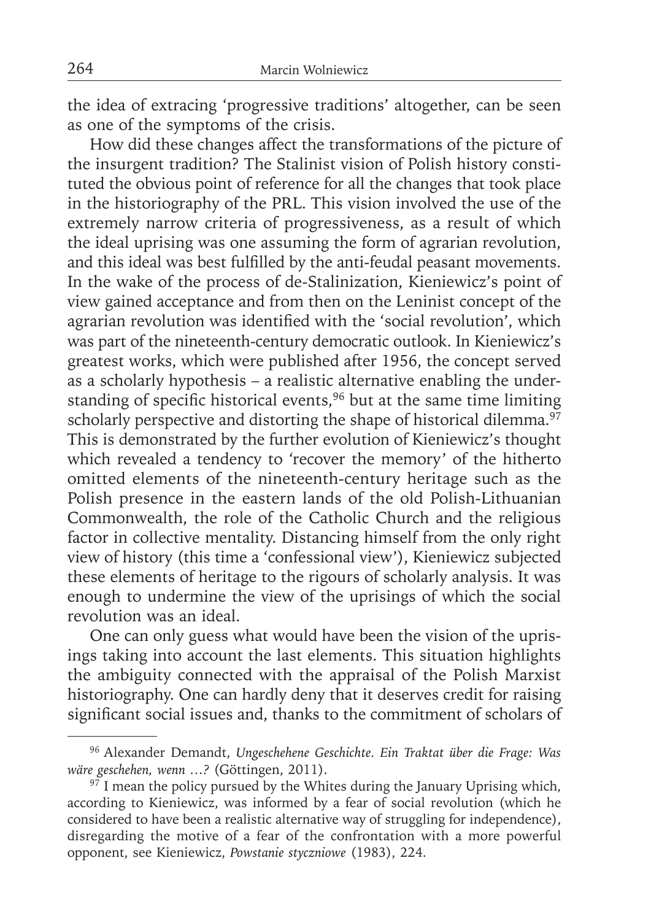the idea of extracing 'progressive traditions' altogether, can be seen as one of the symptoms of the crisis.

How did these changes affect the transformations of the picture of the insurgent tradition? The Stalinist vision of Polish history constituted the obvious point of reference for all the changes that took place in the historiography of the PRL. This vision involved the use of the extremely narrow criteria of progressiveness, as a result of which the ideal uprising was one assuming the form of agrarian revolution, and this ideal was best fulfilled by the anti-feudal peasant movements. In the wake of the process of de-Stalinization, Kieniewicz's point of view gained acceptance and from then on the Leninist concept of the agrarian revolution was identified with the 'social revolution', which was part of the nineteenth-century democratic outlook. In Kieniewicz's greatest works, which were published after 1956, the concept served as a scholarly hypothesis – a realistic alternative enabling the understanding of specific historical events,[96] but at the same time limiting scholarly perspective and distorting the shape of historical dilemma.[97] This is demonstrated by the further evolution of Kieniewicz's thought which revealed a tendency to 'recover the memory' of the hitherto omitted elements of the nineteenth-century heritage such as the Polish presence in the eastern lands of the old Polish-Lithuanian Commonwealth, the role of the Catholic Church and the religious factor in collective mentality. Distancing himself from the only right view of history (this time a 'confessional view'), Kieniewicz subjected these elements of heritage to the rigours of scholarly analysis. It was enough to undermine the view of the uprisings of which the social revolution was an ideal.

One can only guess what would have been the vision of the uprisings taking into account the last elements. This situation highlights the ambiguity connected with the appraisal of the Polish Marxist historiography. One can hardly deny that it deserves credit for raising significant social issues and, thanks to the commitment of scholars of

---

[96] Alexander Demandt, *Ungeschehene Geschichte. Ein Traktat über die Frage: Was wäre geschehen, wenn …?* (Göttingen, 2011).

[97] I mean the policy pursued by the Whites during the January Uprising which, according to Kieniewicz, was informed by a fear of social revolution (which he considered to have been a realistic alternative way of struggling for independence), disregarding the motive of a fear of the confrontation with a more powerful opponent, see Kieniewicz, *Powstanie styczniowe* (1983), 224.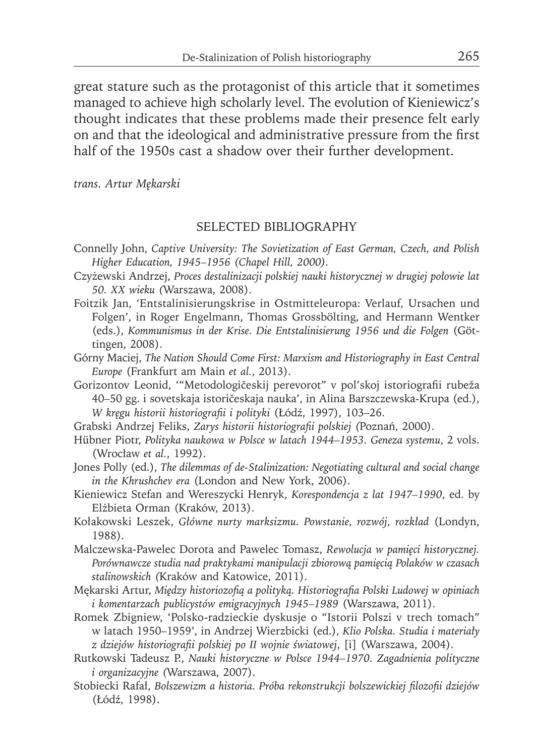great stature such as the protagonist of this article that it sometimes managed to achieve high scholarly level. The evolution of Kieniewicz's thought indicates that these problems made their presence felt early on and that the ideological and administrative pressure from the first half of the 1950s cast a shadow over their further development.

*trans. Artur Mękarski*

## SELECTED BIBLIOGRAPHY

Connelly John, *Captive University: The Sovietization of East German, Czech, and Polish Higher Education, 1945–1956 (Chapel Hill, 2000).*

Czyżewski Andrzej, *Proces destalinizacji polskiej nauki historycznej w drugiej połowie lat 50. XX wieku* (Warszawa, 2008).

Foitzik Jan, 'Entstalinisierungskrise in Ostmitteleuropa: Verlauf, Ursachen und Folgen', in Roger Engelmann, Thomas Grossbölting, and Hermann Wentker (eds.), *Kommunismus in der Krise. Die Entstalinisierung 1956 und die Folgen* (Göttingen, 2008).

Górny Maciej, *The Nation Should Come First: Marxism and Historiography in East Central Europe* (Frankfurt am Main *et al.*, 2013).

Gorizontov Leonid, '"Metodologičeskij perevorot" v pol'skoj istoriografii rubeža 40–50 gg. i sovetskaja istoričeskaja nauka', in Alina Barszczewska-Krupa (ed.), *W kręgu historii historiografii i polityki* (Łódź, 1997), 103–26.

Grabski Andrzej Feliks, *Zarys historii historiografii polskiej* (Poznań, 2000).

Hübner Piotr, *Polityka naukowa w Polsce w latach 1944–1953. Geneza systemu*, 2 vols. (Wrocław *et al.*, 1992).

Jones Polly (ed.), *The dilemmas of de-Stalinization: Negotiating cultural and social change in the Khrushchev era* (London and New York, 2006).

Kieniewicz Stefan and Wereszycki Henryk, *Korespondencja z lat 1947–1990*, ed. by Elżbieta Orman (Kraków, 2013).

Kołakowski Leszek, *Główne nurty marksizmu. Powstanie, rozwój, rozkład* (Londyn, 1988).

Malczewska-Pawelec Dorota and Pawelec Tomasz, *Rewolucja w pamięci historycznej. Porównawcze studia nad praktykami manipulacji zbiorową pamięcią Polaków w czasach stalinowskich* (Kraków and Katowice, 2011).

Mękarski Artur, *Między historiozofią a polityką. Historiografia Polski Ludowej w opiniach i komentarzach publicystów emigracyjnych 1945–1989* (Warszawa, 2011).

Romek Zbigniew, 'Polsko-radzieckie dyskusje o "Istorii Polszi v trech tomach" w latach 1950–1959', in Andrzej Wierzbicki (ed.), *Klio Polska. Studia i materiały z dziejów historiografii polskiej po II wojnie światowej*, [i] (Warszawa, 2004).

Rutkowski Tadeusz P., *Nauki historyczne w Polsce 1944–1970. Zagadnienia polityczne i organizacyjne* (Warszawa, 2007).

Stobiecki Rafał, *Bolszewizm a historia. Próba rekonstrukcji bolszewickiej filozofii dziejów* (Łódź, 1998).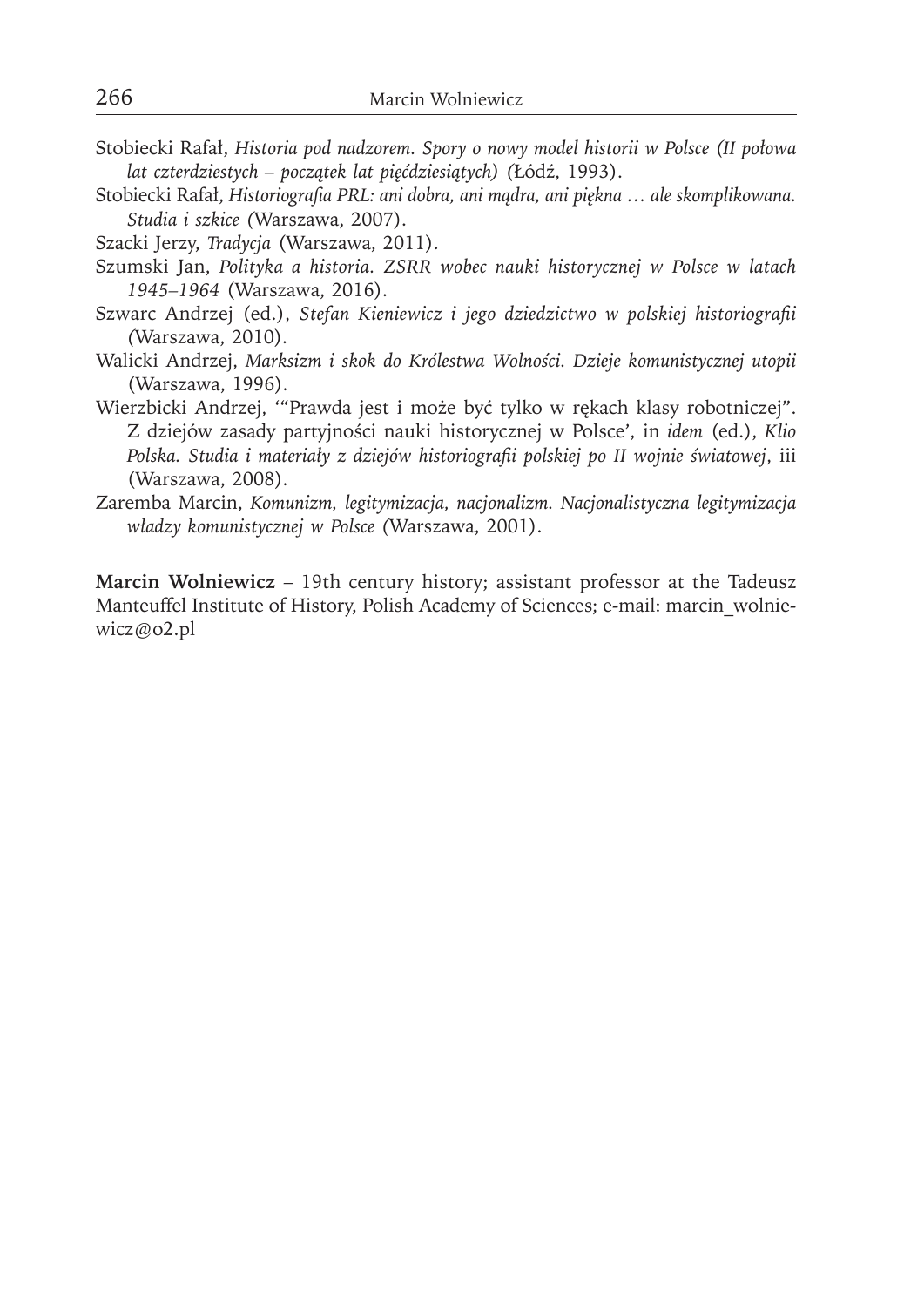Stobiecki Rafał, *Historia pod nadzorem. Spory o nowy model historii w Polsce (II połowa lat czterdziestych – początek lat pięćdziesiątych)* (Łódź, 1993).

Stobiecki Rafał, *Historiografia PRL: ani dobra, ani mądra, ani piękna … ale skomplikowana. Studia i szkice* (Warszawa, 2007).

Szacki Jerzy, *Tradycja* (Warszawa, 2011).

Szumski Jan, *Polityka a historia. ZSRR wobec nauki historycznej w Polsce w latach 1945–1964* (Warszawa, 2016).

Szwarc Andrzej (ed.), *Stefan Kieniewicz i jego dziedzictwo w polskiej historiografii* (Warszawa, 2010).

Walicki Andrzej, *Marksizm i skok do Królestwa Wolności. Dzieje komunistycznej utopii* (Warszawa, 1996).

Wierzbicki Andrzej, '"Prawda jest i może być tylko w rękach klasy robotniczej". Z dziejów zasady partyjności nauki historycznej w Polsce', in *idem* (ed.), *Klio Polska. Studia i materiały z dziejów historiografii polskiej po II wojnie światowej*, iii (Warszawa, 2008).

Zaremba Marcin, *Komunizm, legitymizacja, nacjonalizm. Nacjonalistyczna legitymizacja władzy komunistycznej w Polsce* (Warszawa, 2001).

**Marcin Wolniewicz** – 19th century history; assistant professor at the Tadeusz Manteuffel Institute of History, Polish Academy of Sciences; e-mail: marcin_wolniewicz@o2.pl